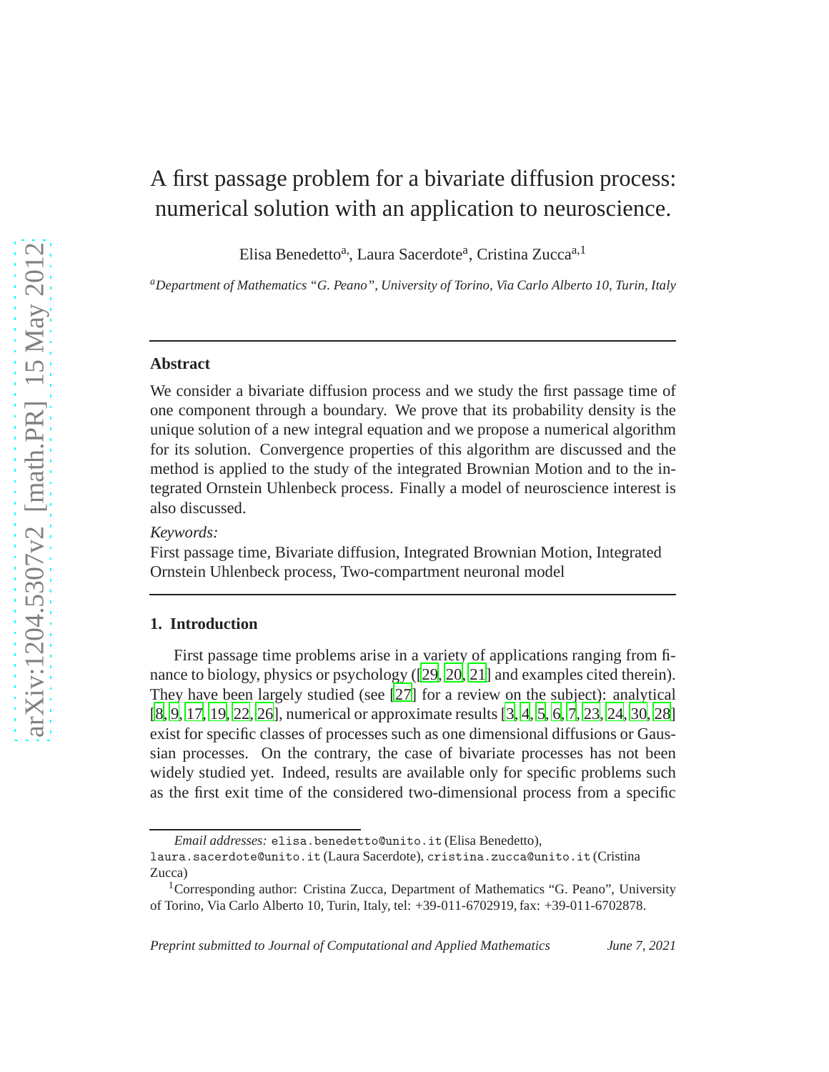# A first passage problem for a bivariate diffusion process: numerical solution with an application to neuroscience.

Elisa Benedetto[a], Laura Sacerdote[a], Cristina Zucca[a,1]

[a] *Department of Mathematics "G. Peano", University of Torino, Via Carlo Alberto 10, Turin, Italy*

---

**Abstract**

We consider a bivariate diffusion process and we study the first passage time of one component through a boundary. We prove that its probability density is the unique solution of a new integral equation and we propose a numerical algorithm for its solution. Convergence properties of this algorithm are discussed and the method is applied to the study of the integrated Brownian Motion and to the integrated Ornstein Uhlenbeck process. Finally a model of neuroscience interest is also discussed.

*Keywords:*
First passage time, Bivariate diffusion, Integrated Brownian Motion, Integrated Ornstein Uhlenbeck process, Two-compartment neuronal model

---

## 1. Introduction

First passage time problems arise in a variety of applications ranging from finance to biology, physics or psychology ([29, 20, 21] and examples cited therein). They have been largely studied (see [27] for a review on the subject): analytical [8, 9, 17, 19, 22, 26], numerical or approximate results [3, 4, 5, 6, 7, 23, 24, 30, 28] exist for specific classes of processes such as one dimensional diffusions or Gaussian processes. On the contrary, the case of bivariate processes has not been widely studied yet. Indeed, results are available only for specific problems such as the first exit time of the considered two-dimensional process from a specific

*Email addresses:* elisa.benedetto@unito.it (Elisa Benedetto), laura.sacerdote@unito.it (Laura Sacerdote), cristina.zucca@unito.it (Cristina Zucca)

[1] Corresponding author: Cristina Zucca, Department of Mathematics "G. Peano", University of Torino, Via Carlo Alberto 10, Turin, Italy, tel: +39-011-6702919, fax: +39-011-6702878.

*Preprint submitted to Journal of Computational and Applied Mathematics* *June 7, 2021*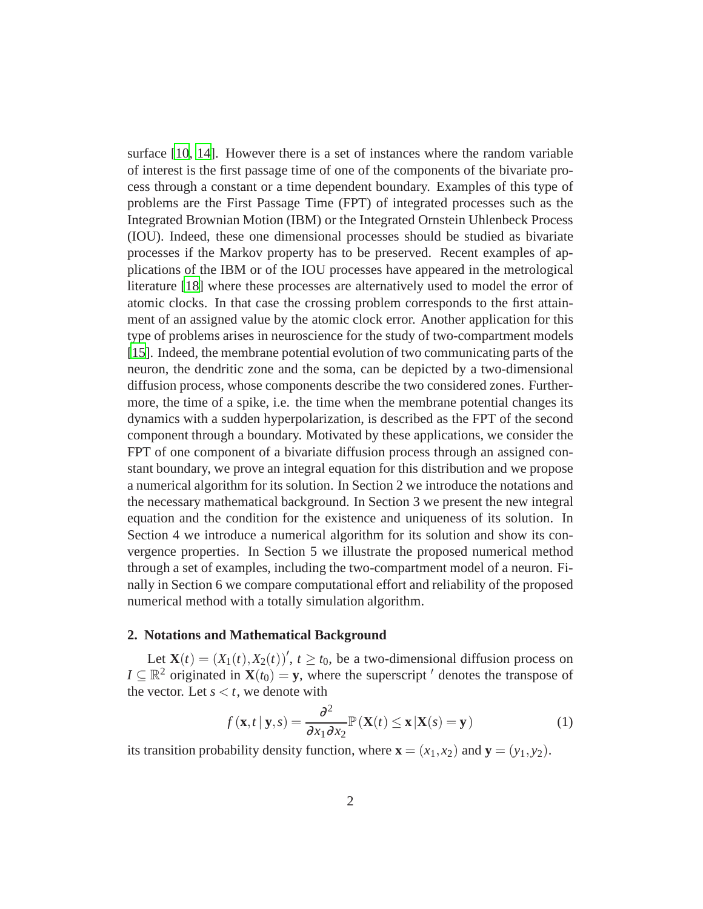surface [10, 14]. However there is a set of instances where the random variable of interest is the first passage time of one of the components of the bivariate process through a constant or a time dependent boundary. Examples of this type of problems are the First Passage Time (FPT) of integrated processes such as the Integrated Brownian Motion (IBM) or the Integrated Ornstein Uhlenbeck Process (IOU). Indeed, these one dimensional processes should be studied as bivariate processes if the Markov property has to be preserved. Recent examples of applications of the IBM or of the IOU processes have appeared in the metrological literature [18] where these processes are alternatively used to model the error of atomic clocks. In that case the crossing problem corresponds to the first attainment of an assigned value by the atomic clock error. Another application for this type of problems arises in neuroscience for the study of two-compartment models [15]. Indeed, the membrane potential evolution of two communicating parts of the neuron, the dendritic zone and the soma, can be depicted by a two-dimensional diffusion process, whose components describe the two considered zones. Furthermore, the time of a spike, i.e. the time when the membrane potential changes its dynamics with a sudden hyperpolarization, is described as the FPT of the second component through a boundary. Motivated by these applications, we consider the FPT of one component of a bivariate diffusion process through an assigned constant boundary, we prove an integral equation for this distribution and we propose a numerical algorithm for its solution. In Section 2 we introduce the notations and the necessary mathematical background. In Section 3 we present the new integral equation and the condition for the existence and uniqueness of its solution. In Section 4 we introduce a numerical algorithm for its solution and show its convergence properties. In Section 5 we illustrate the proposed numerical method through a set of examples, including the two-compartment model of a neuron. Finally in Section 6 we compare computational effort and reliability of the proposed numerical method with a totally simulation algorithm.

## 2. Notations and Mathematical Background

Let $\mathbf{X}(t) = (X_1(t), X_2(t))'$, $t \geq t_0$, be a two-dimensional diffusion process on $I \subseteq \mathbb{R}^2$ originated in $\mathbf{X}(t_0) = \mathbf{y}$, where the superscript $'$ denotes the transpose of the vector. Let $s < t$, we denote with

$$f(\mathbf{x}, t \mid \mathbf{y}, s) = \frac{\partial^2}{\partial x_1 \partial x_2} \mathbb{P}(\mathbf{X}(t) \leq \mathbf{x} \,|\mathbf{X}(s) = \mathbf{y}) \tag{1}$$

its transition probability density function, where $\mathbf{x} = (x_1, x_2)$ and $\mathbf{y} = (y_1, y_2)$.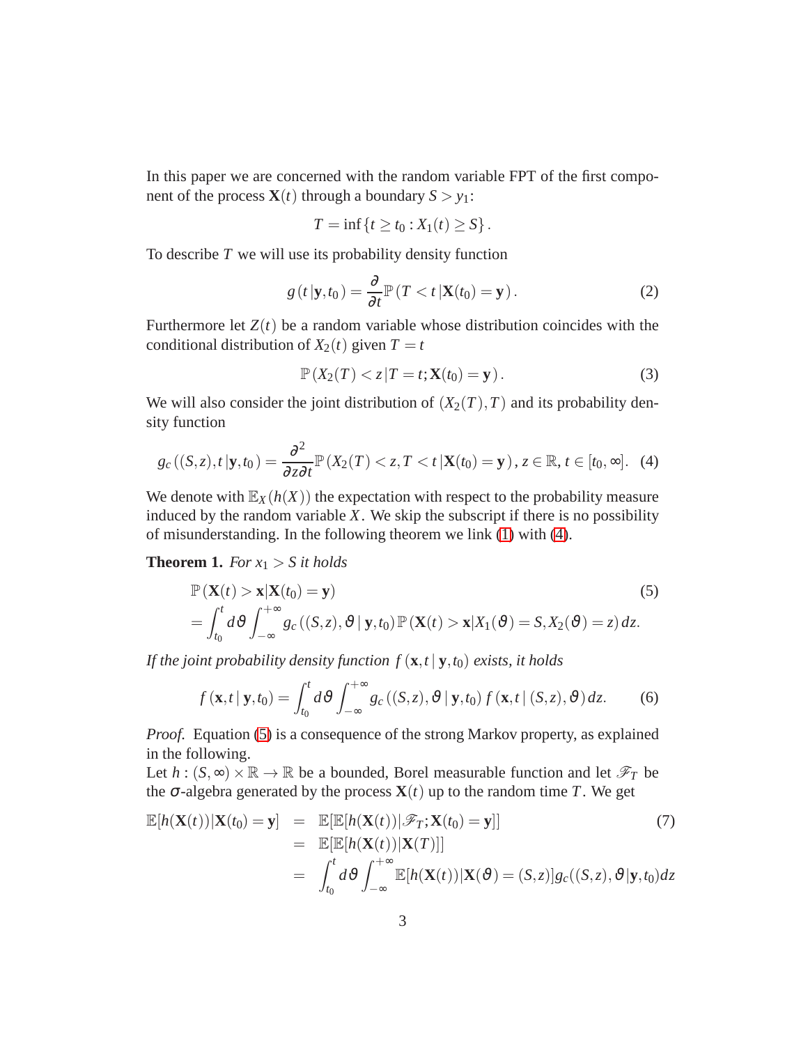In this paper we are concerned with the random variable FPT of the first component of the process $\mathbf{X}(t)$ through a boundary $S > y_1$:

$$T = \inf\{t \geq t_0 : X_1(t) \geq S\}.$$

To describe $T$ we will use its probability density function

$$g(t\,|\mathbf{y},t_0) = \frac{\partial}{\partial t}\mathbb{P}(T < t\,|\mathbf{X}(t_0) = \mathbf{y}). \tag{2}$$

Furthermore let $Z(t)$ be a random variable whose distribution coincides with the conditional distribution of $X_2(t)$ given $T = t$

$$\mathbb{P}(X_2(T) < z\,|T = t; \mathbf{X}(t_0) = \mathbf{y}). \tag{3}$$

We will also consider the joint distribution of $(X_2(T), T)$ and its probability density function

$$g_c((S,z),t\,|\mathbf{y},t_0) = \frac{\partial^2}{\partial z \partial t}\mathbb{P}(X_2(T) < z, T < t\,|\mathbf{X}(t_0) = \mathbf{y}),\, z \in \mathbb{R},\, t \in [t_0, \infty]. \tag{4}$$

We denote with $\mathbb{E}_X(h(X))$ the expectation with respect to the probability measure induced by the random variable $X$. We skip the subscript if there is no possibility of misunderstanding. In the following theorem we link (1) with (4).

**Theorem 1.** *For $x_1 > S$ it holds*

$$\begin{aligned}
&\mathbb{P}(\mathbf{X}(t) > \mathbf{x}|\mathbf{X}(t_0) = \mathbf{y}) \\
&= \int_{t_0}^{t} d\vartheta \int_{-\infty}^{+\infty} g_c((S,z),\vartheta\,|\,\mathbf{y},t_0)\,\mathbb{P}(\mathbf{X}(t) > \mathbf{x}|X_1(\vartheta) = S, X_2(\vartheta) = z)\,dz.
\end{aligned} \tag{5}$$

*If the joint probability density function $f(\mathbf{x},t\,|\,\mathbf{y},t_0)$ exists, it holds*

$$f(\mathbf{x},t\,|\,\mathbf{y},t_0) = \int_{t_0}^{t} d\vartheta \int_{-\infty}^{+\infty} g_c((S,z),\vartheta\,|\,\mathbf{y},t_0)\,f(\mathbf{x},t\,|\,(S,z),\vartheta)\,dz. \tag{6}$$

*Proof.* Equation (5) is a consequence of the strong Markov property, as explained in the following.

Let $h : (S,\infty) \times \mathbb{R} \to \mathbb{R}$ be a bounded, Borel measurable function and let $\mathscr{F}_T$ be the $\sigma$-algebra generated by the process $\mathbf{X}(t)$ up to the random time $T$. We get

$$\begin{aligned}
\mathbb{E}[h(\mathbf{X}(t))|\mathbf{X}(t_0) = \mathbf{y}] &= \mathbb{E}[\mathbb{E}[h(\mathbf{X}(t))|\mathscr{F}_T; \mathbf{X}(t_0) = \mathbf{y}]] \\
&= \mathbb{E}[\mathbb{E}[h(\mathbf{X}(t))|\mathbf{X}(T)]] \\
&= \int_{t_0}^{t} d\vartheta \int_{-\infty}^{+\infty} \mathbb{E}[h(\mathbf{X}(t))|\mathbf{X}(\vartheta) = (S,z)]\,g_c((S,z),\vartheta|\mathbf{y},t_0)dz
\end{aligned} \tag{7}$$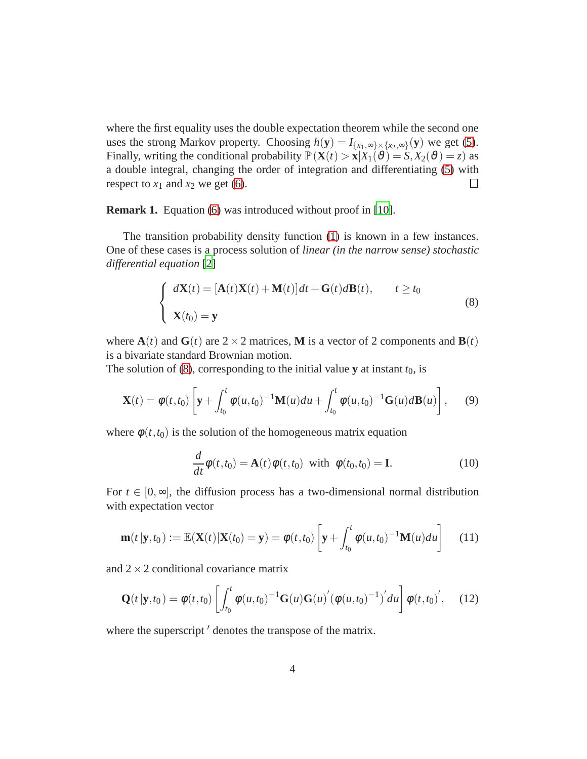where the first equality uses the double expectation theorem while the second one uses the strong Markov property. Choosing $h(\mathbf{y}) = I_{\{x_1,\infty\}\times\{x_2,\infty\}}(\mathbf{y})$ we get (5). Finally, writing the conditional probability $\mathbb{P}(\mathbf{X}(t) > \mathbf{x}|X_1(\vartheta) = S, X_2(\vartheta) = z)$ as a double integral, changing the order of integration and differentiating (5) with respect to $x_1$ and $x_2$ we get (6). □

**Remark 1.** Equation (6) was introduced without proof in [10].

The transition probability density function (1) is known in a few instances. One of these cases is a process solution of *linear (in the narrow sense) stochastic differential equation* [2]

$$
\begin{cases}
d\mathbf{X}(t) = [\mathbf{A}(t)\mathbf{X}(t) + \mathbf{M}(t)]dt + \mathbf{G}(t)d\mathbf{B}(t), & t \geq t_0 \\
\mathbf{X}(t_0) = \mathbf{y}
\end{cases}
\tag{8}
$$

where $\mathbf{A}(t)$ and $\mathbf{G}(t)$ are $2\times 2$ matrices, $\mathbf{M}$ is a vector of 2 components and $\mathbf{B}(t)$ is a bivariate standard Brownian motion.
The solution of (8), corresponding to the initial value $\mathbf{y}$ at instant $t_0$, is

$$
\mathbf{X}(t) = \varphi(t,t_0)\left[\mathbf{y} + \int_{t_0}^{t} \varphi(u,t_0)^{-1}\mathbf{M}(u)du + \int_{t_0}^{t} \varphi(u,t_0)^{-1}\mathbf{G}(u)d\mathbf{B}(u)\right], \tag{9}
$$

where $\varphi(t,t_0)$ is the solution of the homogeneous matrix equation

$$
\frac{d}{dt}\varphi(t,t_0) = \mathbf{A}(t)\varphi(t,t_0) \;\text{ with }\; \varphi(t_0,t_0) = \mathbf{I}. \tag{10}
$$

For $t \in [0,\infty]$, the diffusion process has a two-dimensional normal distribution with expectation vector

$$
\mathbf{m}(t\,|\mathbf{y},t_0) := \mathbb{E}(\mathbf{X}(t)|\mathbf{X}(t_0) = \mathbf{y}) = \varphi(t,t_0)\left[\mathbf{y} + \int_{t_0}^{t} \varphi(u,t_0)^{-1}\mathbf{M}(u)du\right] \tag{11}
$$

and $2\times 2$ conditional covariance matrix

$$
\mathbf{Q}(t\,|\mathbf{y},t_0) = \varphi(t,t_0)\left[\int_{t_0}^{t} \varphi(u,t_0)^{-1}\mathbf{G}(u)\mathbf{G}(u)'(\varphi(u,t_0)^{-1})'du\right]\varphi(t,t_0)', \tag{12}
$$

where the superscript $'$ denotes the transpose of the matrix.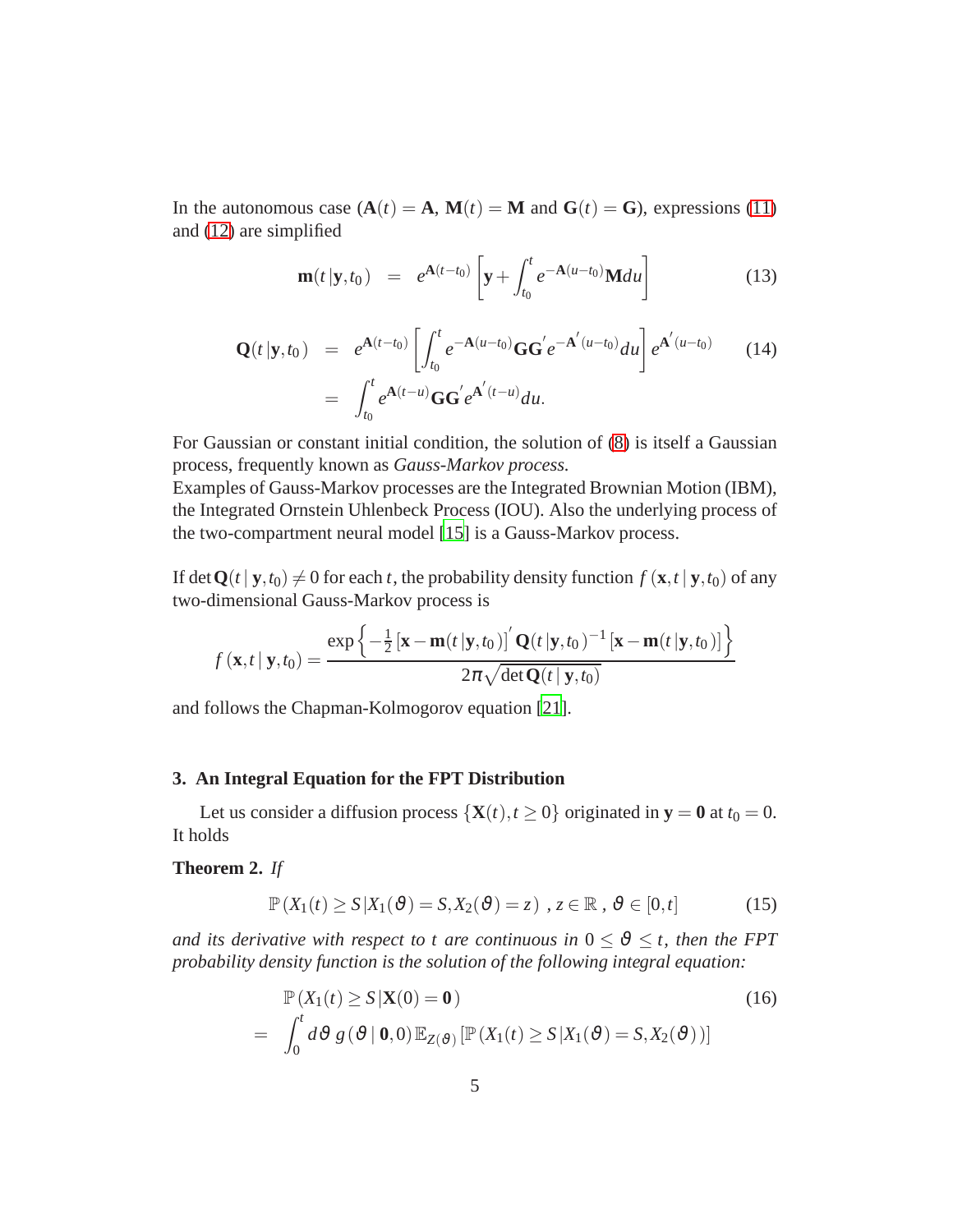In the autonomous case ($\mathbf{A}(t) = \mathbf{A}$, $\mathbf{M}(t) = \mathbf{M}$ and $\mathbf{G}(t) = \mathbf{G}$), expressions (11) and (12) are simplified

$$\mathbf{m}(t\,|\mathbf{y},t_0) = e^{\mathbf{A}(t-t_0)}\left[\mathbf{y} + \int_{t_0}^{t} e^{-\mathbf{A}(u-t_0)}\mathbf{M}du\right] \tag{13}$$

$$\begin{aligned}
\mathbf{Q}(t\,|\mathbf{y},t_0) &= e^{\mathbf{A}(t-t_0)}\left[\int_{t_0}^{t} e^{-\mathbf{A}(u-t_0)}\mathbf{G}\mathbf{G}' e^{-\mathbf{A}'(u-t_0)}du\right] e^{\mathbf{A}'(u-t_0)} \\
&= \int_{t_0}^{t} e^{\mathbf{A}(t-u)}\mathbf{G}\mathbf{G}' e^{\mathbf{A}'(t-u)}du.
\end{aligned} \tag{14}$$

For Gaussian or constant initial condition, the solution of (8) is itself a Gaussian process, frequently known as *Gauss-Markov process.*
Examples of Gauss-Markov processes are the Integrated Brownian Motion (IBM), the Integrated Ornstein Uhlenbeck Process (IOU). Also the underlying process of the two-compartment neural model [15] is a Gauss-Markov process.

If $\det \mathbf{Q}(t\,|\,\mathbf{y},t_0) \neq 0$ for each $t$, the probability density function $f(\mathbf{x},t\,|\,\mathbf{y},t_0)$ of any two-dimensional Gauss-Markov process is

$$f(\mathbf{x},t\,|\,\mathbf{y},t_0) = \frac{\exp\left\{-\frac{1}{2}\left[\mathbf{x}-\mathbf{m}(t\,|\mathbf{y},t_0)\right]' \mathbf{Q}(t\,|\mathbf{y},t_0)^{-1}\left[\mathbf{x}-\mathbf{m}(t\,|\mathbf{y},t_0)\right]\right\}}{2\pi\sqrt{\det \mathbf{Q}(t\,|\,\mathbf{y},t_0)}}$$

and follows the Chapman-Kolmogorov equation [21].

## 3. An Integral Equation for the FPT Distribution

Let us consider a diffusion process $\{\mathbf{X}(t), t \geq 0\}$ originated in $\mathbf{y} = \mathbf{0}$ at $t_0 = 0$. It holds

**Theorem 2.** *If*

$$\mathbb{P}\left(X_1(t) \geq S\,|X_1(\vartheta) = S, X_2(\vartheta) = z\right)\,,\, z \in \mathbb{R}\,,\, \vartheta \in [0,t] \tag{15}$$

*and its derivative with respect to $t$ are continuous in $0 \leq \vartheta \leq t$, then the FPT probability density function is the solution of the following integral equation:*

$$\begin{aligned}
&\mathbb{P}\left(X_1(t) \geq S\,|\mathbf{X}(0) = \mathbf{0}\right) \\
=\;& \int_0^t d\vartheta\; g(\vartheta\,|\,\mathbf{0},0)\,\mathbb{E}_{Z(\vartheta)}\left[\mathbb{P}\left(X_1(t) \geq S\,|X_1(\vartheta) = S, X_2(\vartheta)\right)\right]
\end{aligned} \tag{16}$$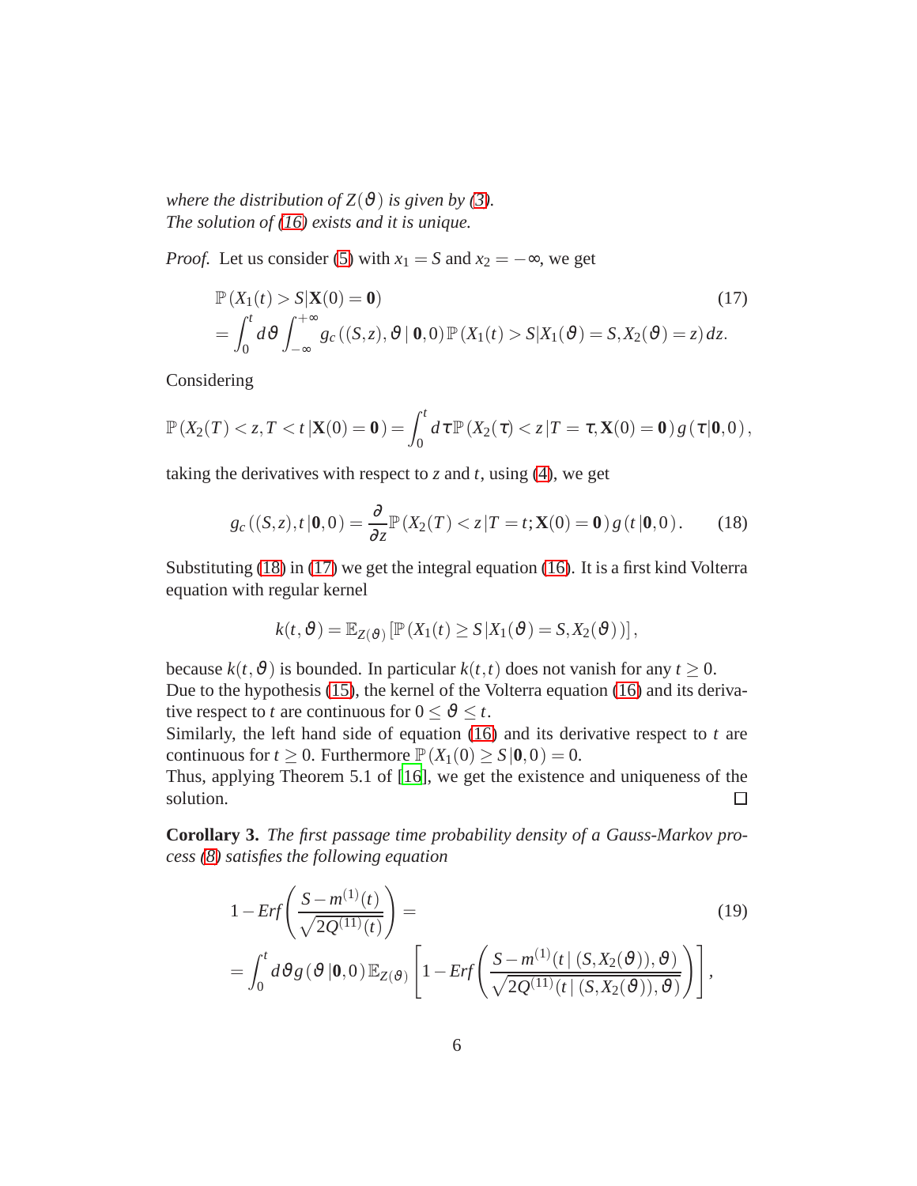*where the distribution of $Z(\vartheta)$ is given by (3).*
*The solution of (16) exists and it is unique.*

*Proof.* Let us consider (5) with $x_1 = S$ and $x_2 = -\infty$, we get

$$
\begin{aligned}
&\mathbb{P}(X_1(t) > S|\mathbf{X}(0) = \mathbf{0}) \\
&= \int_0^t d\vartheta \int_{-\infty}^{+\infty} g_c((S,z),\vartheta \mid \mathbf{0},0)\,\mathbb{P}(X_1(t) > S|X_1(\vartheta) = S, X_2(\vartheta) = z)\,dz.
\end{aligned}
\tag{17}
$$

Considering

$$
\mathbb{P}(X_2(T) < z, T < t\,|\mathbf{X}(0) = \mathbf{0}) = \int_0^t d\tau \mathbb{P}(X_2(\tau) < z\,|T = \tau, \mathbf{X}(0) = \mathbf{0})\,g(\tau|\mathbf{0},0),
$$

taking the derivatives with respect to $z$ and $t$, using (4), we get

$$
g_c((S,z),t\,|\mathbf{0},0) = \frac{\partial}{\partial z}\mathbb{P}(X_2(T) < z\,|T = t; \mathbf{X}(0) = \mathbf{0})\,g(t\,|\mathbf{0},0). \tag{18}
$$

Substituting (18) in (17) we get the integral equation (16). It is a first kind Volterra equation with regular kernel

$$
k(t,\vartheta) = \mathbb{E}_{Z(\vartheta)}\left[\mathbb{P}(X_1(t) \geq S\,|X_1(\vartheta) = S, X_2(\vartheta))\right],
$$

because $k(t,\vartheta)$ is bounded. In particular $k(t,t)$ does not vanish for any $t \geq 0$.
Due to the hypothesis (15), the kernel of the Volterra equation (16) and its derivative respect to $t$ are continuous for $0 \leq \vartheta \leq t$.
Similarly, the left hand side of equation (16) and its derivative respect to $t$ are continuous for $t \geq 0$. Furthermore $\mathbb{P}(X_1(0) \geq S\,|\mathbf{0},0) = 0$.
Thus, applying Theorem 5.1 of [16], we get the existence and uniqueness of the solution. □

**Corollary 3.** *The first passage time probability density of a Gauss-Markov process (8) satisfies the following equation*

$$
\begin{aligned}
&1 - Erf\left(\frac{S - m^{(1)}(t)}{\sqrt{2Q^{(11)}(t)}}\right) = \\
&= \int_0^t d\vartheta\, g(\vartheta\,|\mathbf{0},0)\,\mathbb{E}_{Z(\vartheta)}\left[1 - Erf\left(\frac{S - m^{(1)}(t \mid (S, X_2(\vartheta)), \vartheta)}{\sqrt{2Q^{(11)}(t \mid (S, X_2(\vartheta)), \vartheta)}}\right)\right],
\end{aligned}
\tag{19}
$$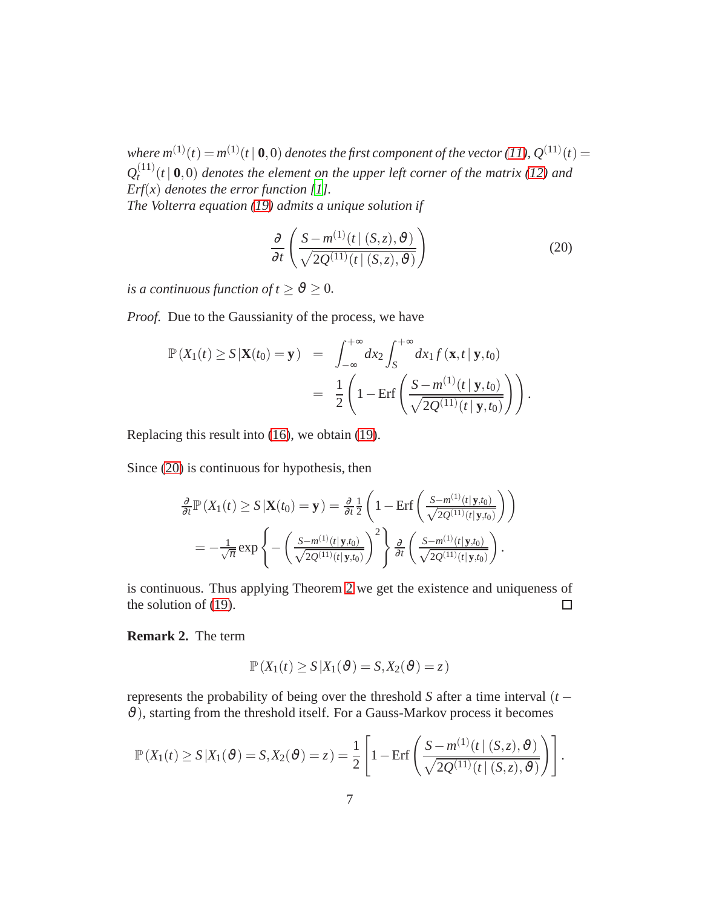*where $m^{(1)}(t) = m^{(1)}(t \mid \mathbf{0}, 0)$ denotes the first component of the vector (11), $Q^{(11)}(t) = Q_t^{(11)}(t \mid \mathbf{0}, 0)$ denotes the element on the upper left corner of the matrix (12) and $Erf(x)$ denotes the error function [1].*
*The Volterra equation (19) admits a unique solution if*

$$
\frac{\partial}{\partial t}\left(\frac{S - m^{(1)}(t \mid (S,z), \vartheta)}{\sqrt{2Q^{(11)}(t \mid (S,z), \vartheta)}}\right) \tag{20}
$$

*is a continuous function of $t \geq \vartheta \geq 0$.*

*Proof.* Due to the Gaussianity of the process, we have

$$
\begin{aligned}
\mathbb{P}\left(X_1(t) \geq S \,|\mathbf{X}(t_0) = \mathbf{y}\right) &= \int_{-\infty}^{+\infty} dx_2 \int_{S}^{+\infty} dx_1 \, f\left(\mathbf{x}, t \mid \mathbf{y}, t_0\right) \\
&= \frac{1}{2}\left(1 - \mathrm{Erf}\left(\frac{S - m^{(1)}(t \mid \mathbf{y}, t_0)}{\sqrt{2Q^{(11)}(t \mid \mathbf{y}, t_0)}}\right)\right).
\end{aligned}
$$

Replacing this result into (16), we obtain (19).

Since (20) is continuous for hypothesis, then

$$
\begin{aligned}
&\frac{\partial}{\partial t}\mathbb{P}\left(X_1(t) \geq S \,|\mathbf{X}(t_0) = \mathbf{y}\right) = \frac{\partial}{\partial t}\frac{1}{2}\left(1 - \mathrm{Erf}\left(\frac{S - m^{(1)}(t \mid \mathbf{y}, t_0)}{\sqrt{2Q^{(11)}(t \mid \mathbf{y}, t_0)}}\right)\right) \\
&= -\frac{1}{\sqrt{\pi}} \exp\left\{-\left(\frac{S - m^{(1)}(t \mid \mathbf{y}, t_0)}{\sqrt{2Q^{(11)}(t \mid \mathbf{y}, t_0)}}\right)^2\right\} \frac{\partial}{\partial t}\left(\frac{S - m^{(1)}(t \mid \mathbf{y}, t_0)}{\sqrt{2Q^{(11)}(t \mid \mathbf{y}, t_0)}}\right).
\end{aligned}
$$

is continuous. Thus applying Theorem 2 we get the existence and uniqueness of the solution of (19). ☐

**Remark 2.** The term

$$
\mathbb{P}\left(X_1(t) \geq S \,|X_1(\vartheta) = S, X_2(\vartheta) = z\right)
$$

represents the probability of being over the threshold $S$ after a time interval $(t - \vartheta)$, starting from the threshold itself. For a Gauss-Markov process it becomes

$$
\mathbb{P}\left(X_1(t) \geq S \,|X_1(\vartheta) = S, X_2(\vartheta) = z\right) = \frac{1}{2}\left[1 - \mathrm{Erf}\left(\frac{S - m^{(1)}(t \mid (S,z), \vartheta)}{\sqrt{2Q^{(11)}(t \mid (S,z), \vartheta)}}\right)\right].
$$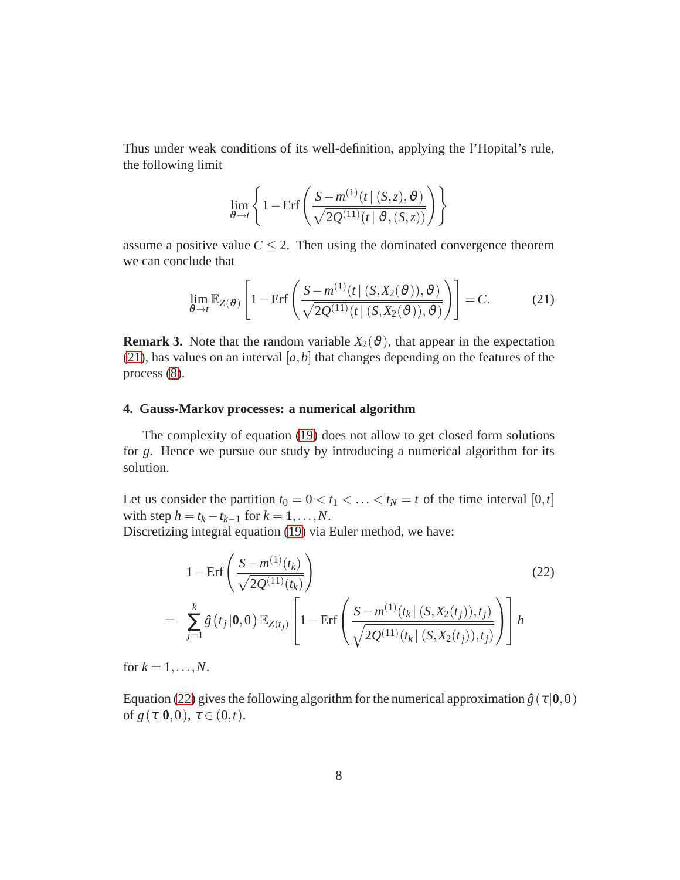Thus under weak conditions of its well-definition, applying the l'Hopital's rule, the following limit

$$\lim_{\vartheta \to t} \left\{ 1 - \mathrm{Erf}\left( \frac{S - m^{(1)}(t \,|\, (S,z), \vartheta)}{\sqrt{2Q^{(11)}(t \,|\, \vartheta, (S,z))}} \right) \right\}$$

assume a positive value $C \leq 2$. Then using the dominated convergence theorem we can conclude that

$$\lim_{\vartheta \to t} \mathbb{E}_{Z(\vartheta)} \left[ 1 - \mathrm{Erf}\left( \frac{S - m^{(1)}(t \,|\, (S, X_2(\vartheta)), \vartheta)}{\sqrt{2Q^{(11)}(t \,|\, (S, X_2(\vartheta)), \vartheta)}} \right) \right] = C. \tag{21}$$

**Remark 3.** Note that the random variable $X_2(\vartheta)$, that appear in the expectation (21), has values on an interval $[a,b]$ that changes depending on the features of the process (8).

#### 4. Gauss-Markov processes: a numerical algorithm

The complexity of equation (19) does not allow to get closed form solutions for $g$. Hence we pursue our study by introducing a numerical algorithm for its solution.

Let us consider the partition $t_0 = 0 < t_1 < \ldots < t_N = t$ of the time interval $[0,t]$ with step $h = t_k - t_{k-1}$ for $k = 1, \ldots, N$.
Discretizing integral equation (19) via Euler method, we have:

$$\begin{aligned} & 1 - \mathrm{Erf}\left( \frac{S - m^{(1)}(t_k)}{\sqrt{2Q^{(11)}(t_k)}} \right) \\ = \; & \sum_{j=1}^{k} \hat{g}\left(t_j \,|\, \mathbf{0}, 0\right) \mathbb{E}_{Z(t_j)} \left[ 1 - \mathrm{Erf}\left( \frac{S - m^{(1)}(t_k \,|\, (S, X_2(t_j)), t_j)}{\sqrt{2Q^{(11)}(t_k \,|\, (S, X_2(t_j)), t_j)}} \right) \right] h \end{aligned} \tag{22}$$

for $k = 1, \ldots, N$.

Equation (22) gives the following algorithm for the numerical approximation $\hat{g}\left(\tau | \mathbf{0}, 0\right)$ of $g\left(\tau | \mathbf{0}, 0\right)$, $\tau \in (0,t)$.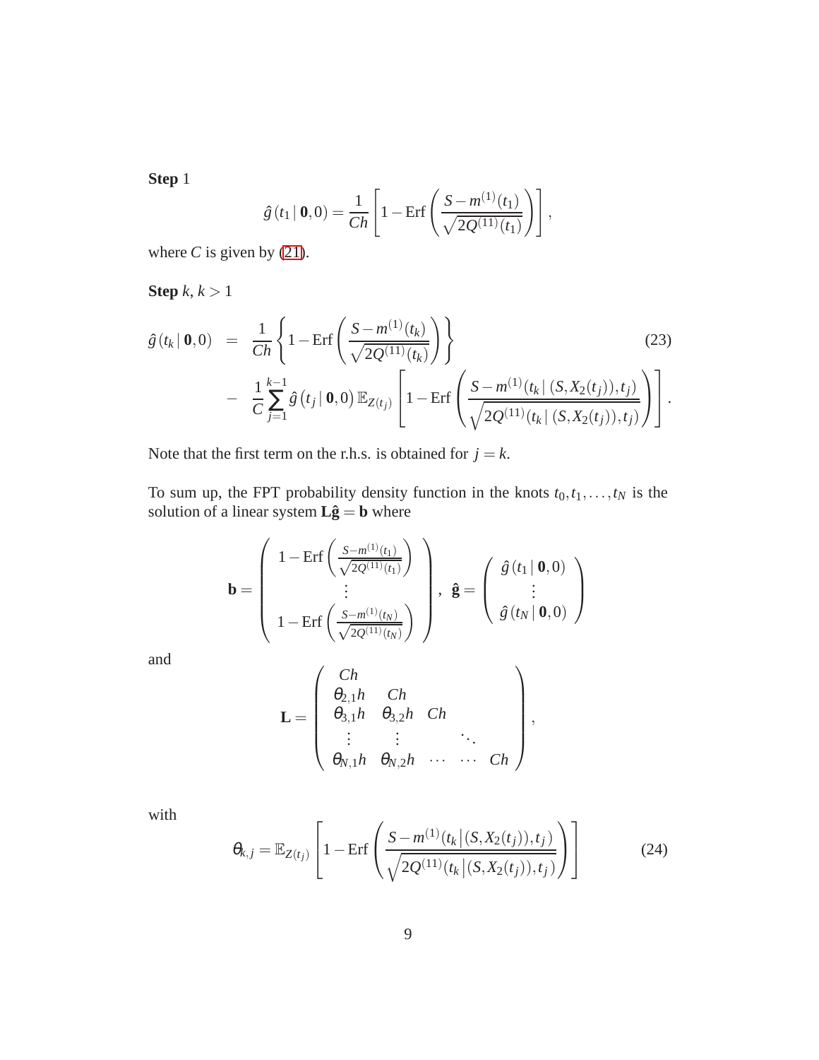**Step** 1

$$
\hat{g}(t_1 \,|\, \mathbf{0}, 0) = \frac{1}{Ch}\left[1 - \mathrm{Erf}\left(\frac{S - m^{(1)}(t_1)}{\sqrt{2Q^{(11)}(t_1)}}\right)\right],
$$

where $C$ is given by (21).

**Step** $k$, $k > 1$

$$
\begin{aligned}
\hat{g}(t_k \,|\, \mathbf{0}, 0) &= \frac{1}{Ch}\left\{1 - \mathrm{Erf}\left(\frac{S - m^{(1)}(t_k)}{\sqrt{2Q^{(11)}(t_k)}}\right)\right\} \\
&- \frac{1}{C}\sum_{j=1}^{k-1} \hat{g}(t_j \,|\, \mathbf{0}, 0)\, \mathbb{E}_{Z(t_j)}\left[1 - \mathrm{Erf}\left(\frac{S - m^{(1)}(t_k \,|\, (S, X_2(t_j)), t_j)}{\sqrt{2Q^{(11)}(t_k \,|\, (S, X_2(t_j)), t_j)}}\right)\right].
\end{aligned}
\tag{23}
$$

Note that the first term on the r.h.s. is obtained for $j = k$.

To sum up, the FPT probability density function in the knots $t_0, t_1, \ldots, t_N$ is the solution of a linear system $\mathbf{L}\hat{\mathbf{g}} = \mathbf{b}$ where

$$
\mathbf{b} = \begin{pmatrix} 1 - \mathrm{Erf}\left(\frac{S - m^{(1)}(t_1)}{\sqrt{2Q^{(11)}(t_1)}}\right) \\ \vdots \\ 1 - \mathrm{Erf}\left(\frac{S - m^{(1)}(t_N)}{\sqrt{2Q^{(11)}(t_N)}}\right) \end{pmatrix}, \quad \hat{\mathbf{g}} = \begin{pmatrix} \hat{g}(t_1 \,|\, \mathbf{0}, 0) \\ \vdots \\ \hat{g}(t_N \,|\, \mathbf{0}, 0) \end{pmatrix}
$$

and

$$
\mathbf{L} = \begin{pmatrix} Ch & & & & \\ \theta_{2,1}h & Ch & & & \\ \theta_{3,1}h & \theta_{3,2}h & Ch & & \\ \vdots & \vdots & & \ddots & \\ \theta_{N,1}h & \theta_{N,2}h & \cdots & \cdots & Ch \end{pmatrix},
$$

with

$$
\theta_{k,j} = \mathbb{E}_{Z(t_j)}\left[1 - \mathrm{Erf}\left(\frac{S - m^{(1)}(t_k \,|\, (S, X_2(t_j)), t_j)}{\sqrt{2Q^{(11)}(t_k \,|\, (S, X_2(t_j)), t_j)}}\right)\right]
\tag{24}
$$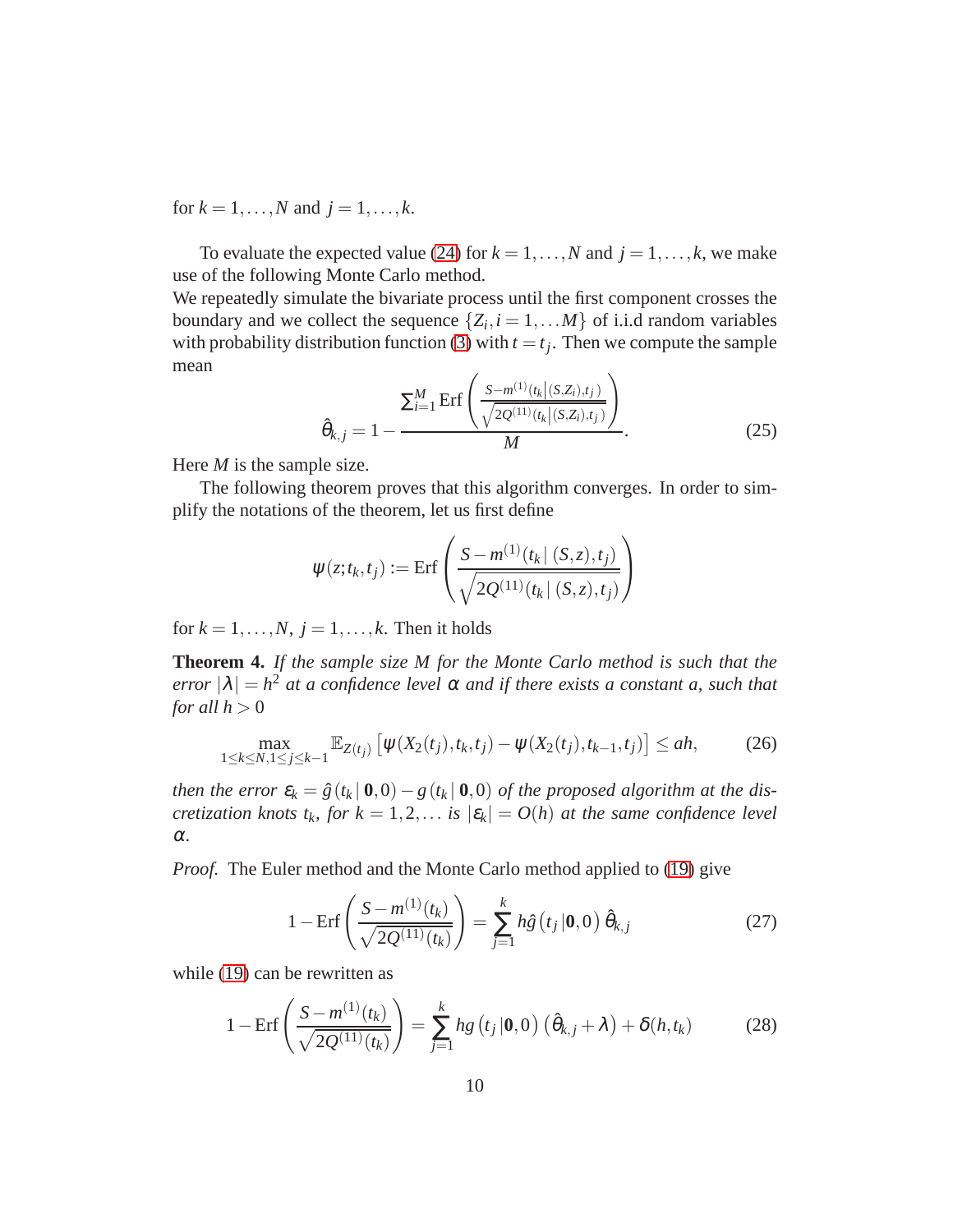for $k = 1, \ldots, N$ and $j = 1, \ldots, k$.

To evaluate the expected value (24) for $k = 1, \ldots, N$ and $j = 1, \ldots, k$, we make use of the following Monte Carlo method.
We repeatedly simulate the bivariate process until the first component crosses the boundary and we collect the sequence $\{Z_i, i = 1, \ldots M\}$ of i.i.d random variables with probability distribution function (3) with $t = t_j$. Then we compute the sample mean

$$\hat{\theta}_{k,j} = 1 - \frac{\sum_{i=1}^{M} \text{Erf}\left(\frac{S - m^{(1)}(t_k | (S, Z_i), t_j)}{\sqrt{2Q^{(11)}(t_k | (S, Z_i), t_j)}}\right)}{M}. \tag{25}$$

Here $M$ is the sample size.

The following theorem proves that this algorithm converges. In order to simplify the notations of the theorem, let us first define

$$\psi(z; t_k, t_j) := \text{Erf}\left(\frac{S - m^{(1)}(t_k | (S, z), t_j)}{\sqrt{2Q^{(11)}(t_k | (S, z), t_j)}}\right)$$

for $k = 1, \ldots, N$, $j = 1, \ldots, k$. Then it holds

**Theorem 4.** *If the sample size $M$ for the Monte Carlo method is such that the error $|\lambda| = h^2$ at a confidence level $\alpha$ and if there exists a constant $a$, such that for all $h > 0$*

$$\max_{1 \le k \le N, 1 \le j \le k-1} \mathbb{E}_{Z(t_j)} \left[ \psi(X_2(t_j), t_k, t_j) - \psi(X_2(t_j), t_{k-1}, t_j) \right] \le ah, \tag{26}$$

*then the error $\varepsilon_k = \hat{g}(t_k | \mathbf{0}, 0) - g(t_k | \mathbf{0}, 0)$ of the proposed algorithm at the discretization knots $t_k$, for $k = 1, 2, \ldots$ is $|\varepsilon_k| = O(h)$ at the same confidence level $\alpha$.*

*Proof.* The Euler method and the Monte Carlo method applied to (19) give

$$1 - \text{Erf}\left(\frac{S - m^{(1)}(t_k)}{\sqrt{2Q^{(11)}(t_k)}}\right) = \sum_{j=1}^{k} h\hat{g}(t_j | \mathbf{0}, 0)\, \hat{\theta}_{k,j} \tag{27}$$

while (19) can be rewritten as

$$1 - \text{Erf}\left(\frac{S - m^{(1)}(t_k)}{\sqrt{2Q^{(11)}(t_k)}}\right) = \sum_{j=1}^{k} hg(t_j | \mathbf{0}, 0)\left(\hat{\theta}_{k,j} + \lambda\right) + \delta(h, t_k) \tag{28}$$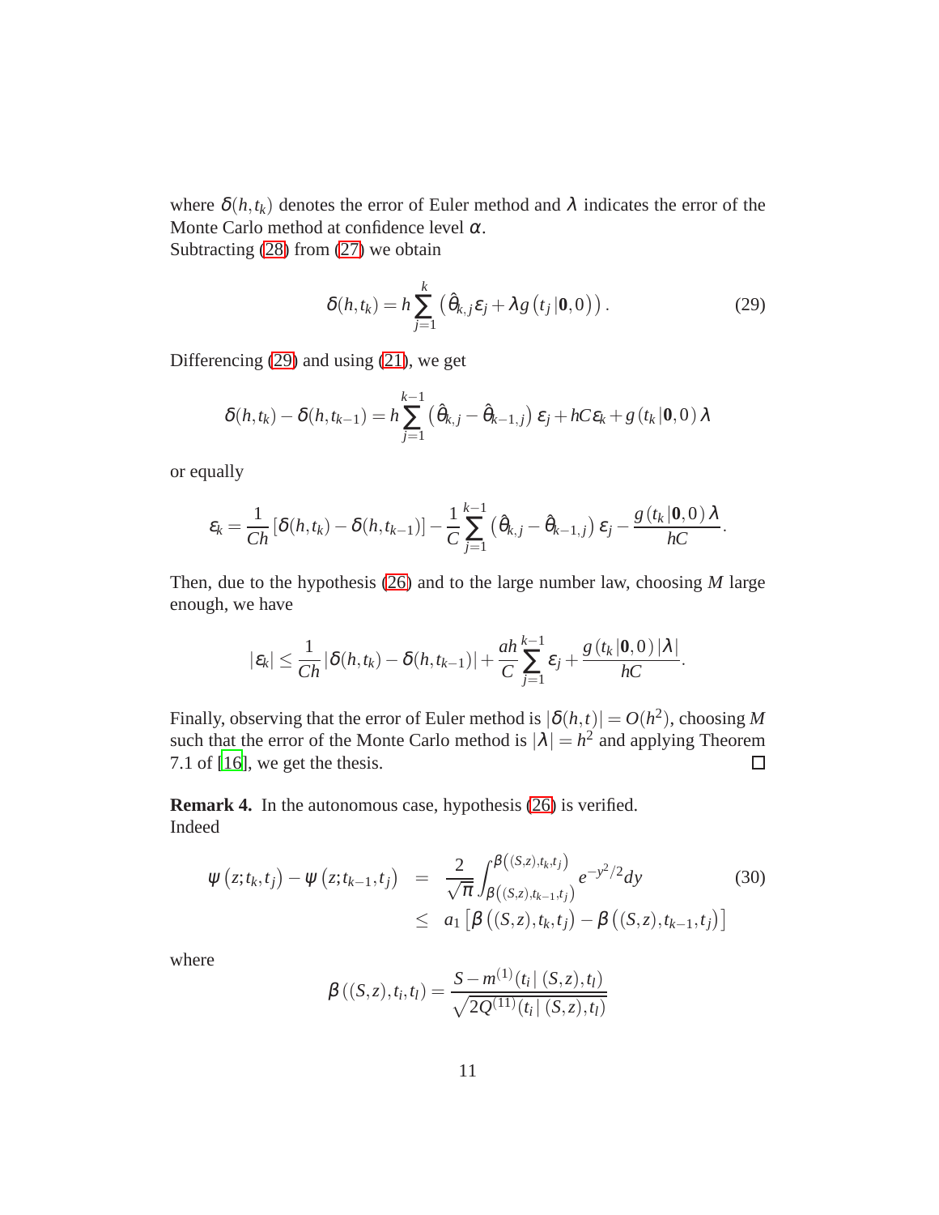where $\delta(h,t_k)$ denotes the error of Euler method and $\lambda$ indicates the error of the Monte Carlo method at confidence level $\alpha$.
Subtracting (28) from (27) we obtain

$$\delta(h,t_k) = h\sum_{j=1}^{k}\left(\hat{\theta}_{k,j}\varepsilon_j + \lambda g\left(t_j\,|\mathbf{0},0\right)\right). \tag{29}$$

Differencing (29) and using (21), we get

$$\delta(h,t_k)-\delta(h,t_{k-1}) = h\sum_{j=1}^{k-1}\left(\hat{\theta}_{k,j}-\hat{\theta}_{k-1,j}\right)\varepsilon_j + hC\varepsilon_k + g\left(t_k\,|\mathbf{0},0\right)\lambda$$

or equally

$$\varepsilon_k = \frac{1}{Ch}\left[\delta(h,t_k)-\delta(h,t_{k-1})\right] - \frac{1}{C}\sum_{j=1}^{k-1}\left(\hat{\theta}_{k,j}-\hat{\theta}_{k-1,j}\right)\varepsilon_j - \frac{g\left(t_k\,|\mathbf{0},0\right)\lambda}{hC}.$$

Then, due to the hypothesis (26) and to the large number law, choosing $M$ large enough, we have

$$|\varepsilon_k| \leq \frac{1}{Ch}\left|\delta(h,t_k)-\delta(h,t_{k-1})\right| + \frac{ah}{C}\sum_{j=1}^{k-1}\varepsilon_j + \frac{g\left(t_k\,|\mathbf{0},0\right)|\lambda|}{hC}.$$

Finally, observing that the error of Euler method is $|\delta(h,t)| = O(h^2)$, choosing $M$ such that the error of the Monte Carlo method is $|\lambda| = h^2$ and applying Theorem 7.1 of [16], we get the thesis. □

**Remark 4.** In the autonomous case, hypothesis (26) is verified.
Indeed

$$\begin{aligned}
\psi\left(z;t_k,t_j\right)-\psi\left(z;t_{k-1},t_j\right) &= \frac{2}{\sqrt{\pi}}\int_{\beta\left((S,z),t_{k-1},t_j\right)}^{\beta\left((S,z),t_k,t_j\right)} e^{-y^2/2}dy \\
&\leq a_1\left[\beta\left((S,z),t_k,t_j\right)-\beta\left((S,z),t_{k-1},t_j\right)\right]
\end{aligned} \tag{30}$$

where

$$\beta\left((S,z),t_i,t_l\right) = \frac{S-m^{(1)}(t_i|\,(S,z),t_l)}{\sqrt{2Q^{(11)}(t_i|\,(S,z),t_l)}}$$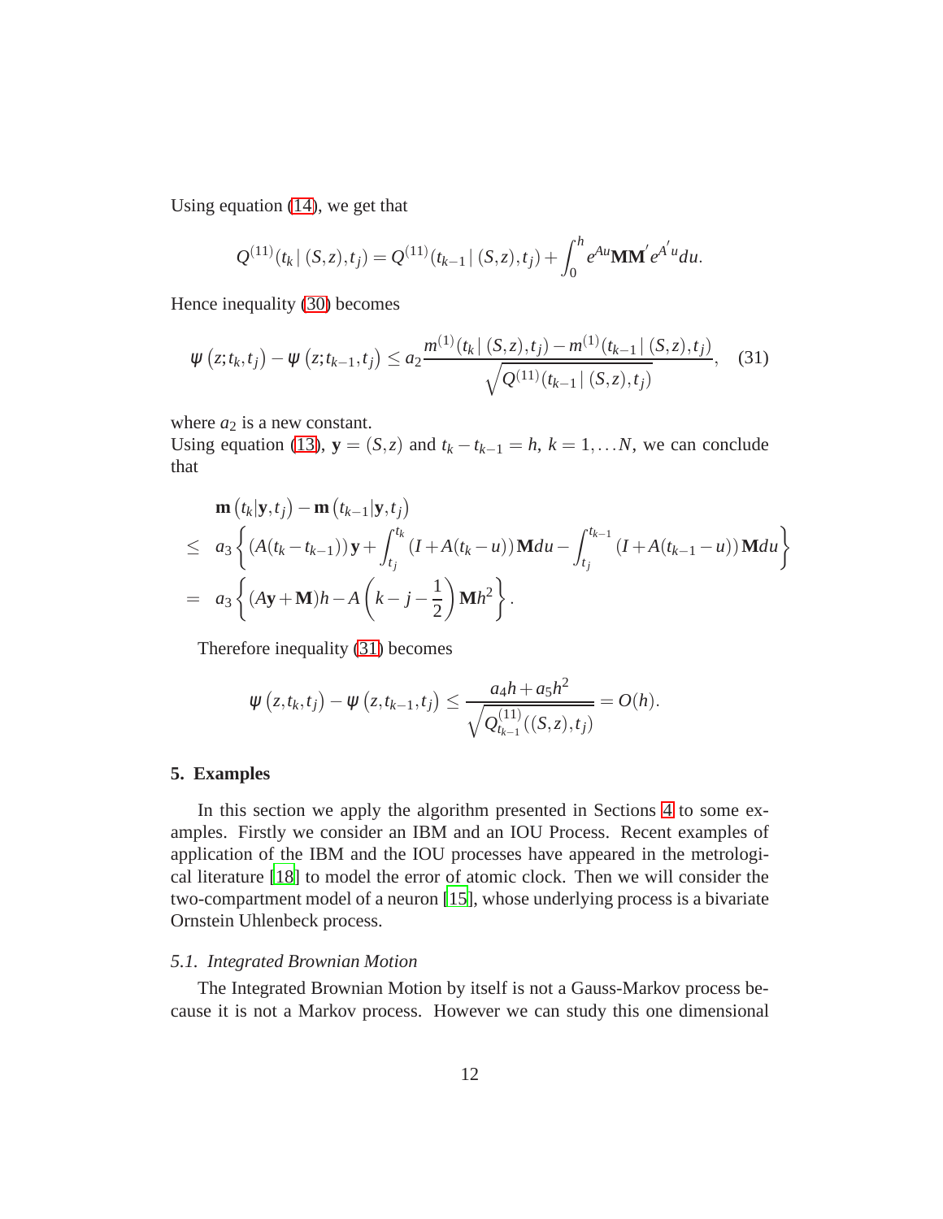Using equation (14), we get that

$$Q^{(11)}(t_k \,|\, (S,z), t_j) = Q^{(11)}(t_{k-1} \,|\, (S,z), t_j) + \int_0^h e^{Au} \mathbf{M}\mathbf{M}' e^{A' u} du.$$

Hence inequality (30) becomes

$$\psi\left(z; t_k, t_j\right) - \psi\left(z; t_{k-1}, t_j\right) \leq a_2 \frac{m^{(1)}(t_k \,|\, (S,z), t_j) - m^{(1)}(t_{k-1} \,|\, (S,z), t_j)}{\sqrt{Q^{(11)}(t_{k-1} \,|\, (S,z), t_j)}}, \quad (31)$$

where $a_2$ is a new constant.
Using equation (13), $\mathbf{y} = (S,z)$ and $t_k - t_{k-1} = h$, $k = 1, \ldots N$, we can conclude that

$$\begin{aligned}
& \mathbf{m}\left(t_k | \mathbf{y}, t_j\right) - \mathbf{m}\left(t_{k-1} | \mathbf{y}, t_j\right) \\
\leq \;& a_3 \left\{ \left(A(t_k - t_{k-1})\right) \mathbf{y} + \int_{t_j}^{t_k} \left(I + A(t_k - u)\right) \mathbf{M} du - \int_{t_j}^{t_{k-1}} \left(I + A(t_{k-1} - u)\right) \mathbf{M} du \right\} \\
= \;& a_3 \left\{ (A\mathbf{y} + \mathbf{M})h - A\left(k - j - \frac{1}{2}\right) \mathbf{M} h^2 \right\}.
\end{aligned}$$

Therefore inequality (31) becomes

$$\psi\left(z, t_k, t_j\right) - \psi\left(z, t_{k-1}, t_j\right) \leq \frac{a_4 h + a_5 h^2}{\sqrt{Q^{(11)}_{t_{k-1}}((S,z), t_j)}} = O(h).$$

## 5. Examples

In this section we apply the algorithm presented in Sections 4 to some examples. Firstly we consider an IBM and an IOU Process. Recent examples of application of the IBM and the IOU processes have appeared in the metrological literature [18] to model the error of atomic clock. Then we will consider the two-compartment model of a neuron [15], whose underlying process is a bivariate Ornstein Uhlenbeck process.

### *5.1. Integrated Brownian Motion*

The Integrated Brownian Motion by itself is not a Gauss-Markov process because it is not a Markov process. However we can study this one dimensional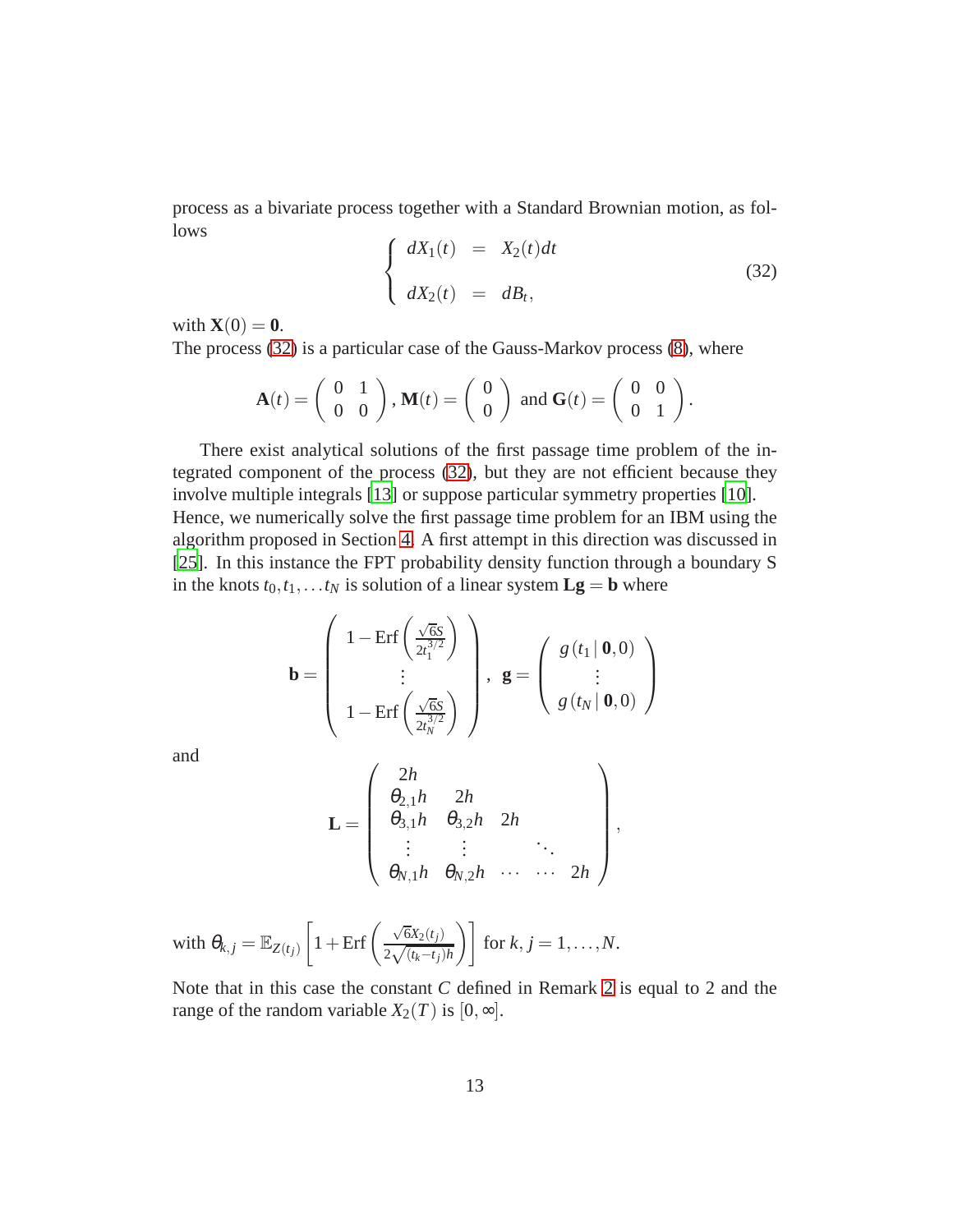process as a bivariate process together with a Standard Brownian motion, as follows

$$
\begin{cases} dX_1(t) &= X_2(t)dt \\ \\ dX_2(t) &= dB_t, \end{cases} \tag{32}
$$

with $\mathbf{X}(0) = \mathbf{0}$.

The process (32) is a particular case of the Gauss-Markov process (8), where

$$
\mathbf{A}(t) = \begin{pmatrix} 0 & 1 \\ 0 & 0 \end{pmatrix}, \mathbf{M}(t) = \begin{pmatrix} 0 \\ 0 \end{pmatrix} \text{ and } \mathbf{G}(t) = \begin{pmatrix} 0 & 0 \\ 0 & 1 \end{pmatrix}.
$$

There exist analytical solutions of the first passage time problem of the integrated component of the process (32), but they are not efficient because they involve multiple integrals [13] or suppose particular symmetry properties [10]. Hence, we numerically solve the first passage time problem for an IBM using the algorithm proposed in Section 4. A first attempt in this direction was discussed in [25]. In this instance the FPT probability density function through a boundary S in the knots $t_0, t_1, \dots t_N$ is solution of a linear system $\mathbf{Lg} = \mathbf{b}$ where

$$
\mathbf{b} = \begin{pmatrix} 1 - \mathrm{Erf}\left(\frac{\sqrt{6}S}{2t_1^{3/2}}\right) \\ \vdots \\ 1 - \mathrm{Erf}\left(\frac{\sqrt{6}S}{2t_N^{3/2}}\right) \end{pmatrix}, \quad \mathbf{g} = \begin{pmatrix} g\left(t_1 \,|\, \mathbf{0}, 0\right) \\ \vdots \\ g\left(t_N \,|\, \mathbf{0}, 0\right) \end{pmatrix}
$$

and

$$
\mathbf{L} = \begin{pmatrix} 2h & & & & \\ \theta_{2,1}h & 2h & & & \\ \theta_{3,1}h & \theta_{3,2}h & 2h & & \\ \vdots & \vdots & & \ddots & \\ \theta_{N,1}h & \theta_{N,2}h & \cdots & \cdots & 2h \end{pmatrix},
$$

with $\theta_{k,j} = \mathbb{E}_{Z(t_j)}\left[1 + \mathrm{Erf}\left(\frac{\sqrt{6}X_2(t_j)}{2\sqrt{(t_k - t_j)h}}\right)\right]$ for $k, j = 1, \dots, N$.

Note that in this case the constant $C$ defined in Remark 2 is equal to 2 and the range of the random variable $X_2(T)$ is $[0, \infty]$.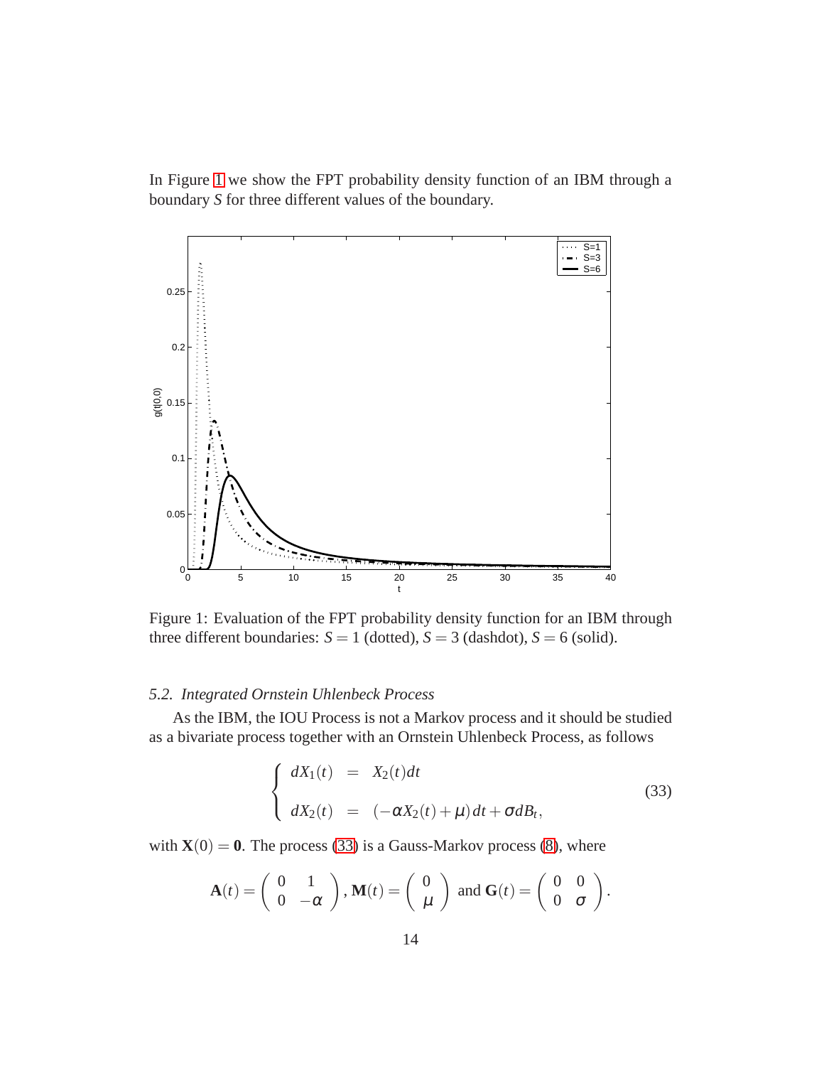In Figure 1 we show the FPT probability density function of an IBM through a boundary $S$ for three different values of the boundary.

Figure 1: Evaluation of the FPT probability density function for an IBM through three different boundaries: $S = 1$ (dotted), $S = 3$ (dashdot), $S = 6$ (solid).

### *5.2. Integrated Ornstein Uhlenbeck Process*

As the IBM, the IOU Process is not a Markov process and it should be studied as a bivariate process together with an Ornstein Uhlenbeck Process, as follows

$$
\left\{
\begin{array}{lcl}
dX_1(t) & = & X_2(t)dt \\
 & & \\
dX_2(t) & = & (-\alpha X_2(t) + \mu)\,dt + \sigma dB_t,
\end{array}
\right.
\tag{33}
$$

with $\mathbf{X}(0) = \mathbf{0}$. The process (33) is a Gauss-Markov process (8), where

$$
\mathbf{A}(t) = \begin{pmatrix} 0 & 1 \\ 0 & -\alpha \end{pmatrix}, \mathbf{M}(t) = \begin{pmatrix} 0 \\ \mu \end{pmatrix} \text{ and } \mathbf{G}(t) = \begin{pmatrix} 0 & 0 \\ 0 & \sigma \end{pmatrix}.
$$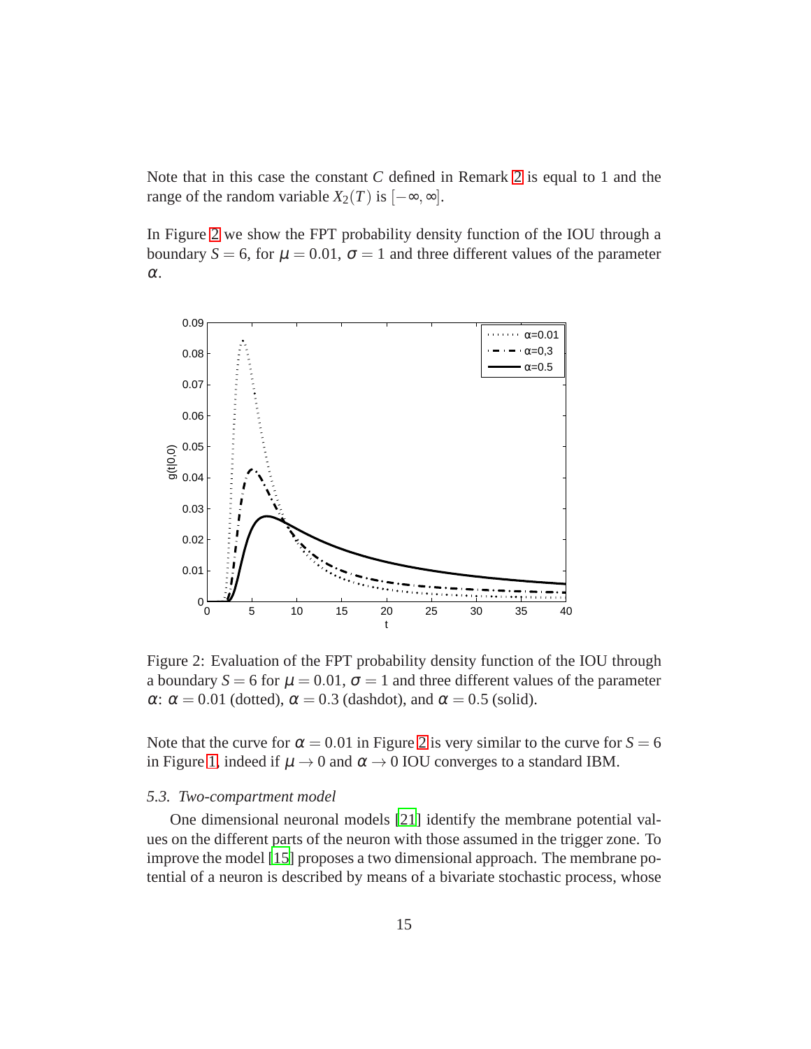Note that in this case the constant $C$ defined in Remark 2 is equal to 1 and the range of the random variable $X_2(T)$ is $[-\infty, \infty]$.

In Figure 2 we show the FPT probability density function of the IOU through a boundary $S = 6$, for $\mu = 0.01$, $\sigma = 1$ and three different values of the parameter $\alpha$.

Figure 2: Evaluation of the FPT probability density function of the IOU through a boundary $S = 6$ for $\mu = 0.01$, $\sigma = 1$ and three different values of the parameter $\alpha$: $\alpha = 0.01$ (dotted), $\alpha = 0.3$ (dashdot), and $\alpha = 0.5$ (solid).

Note that the curve for $\alpha = 0.01$ in Figure 2 is very similar to the curve for $S = 6$ in Figure 1, indeed if $\mu \to 0$ and $\alpha \to 0$ IOU converges to a standard IBM.

### *5.3. Two-compartment model*

One dimensional neuronal models [21] identify the membrane potential values on the different parts of the neuron with those assumed in the trigger zone. To improve the model [15] proposes a two dimensional approach. The membrane potential of a neuron is described by means of a bivariate stochastic process, whose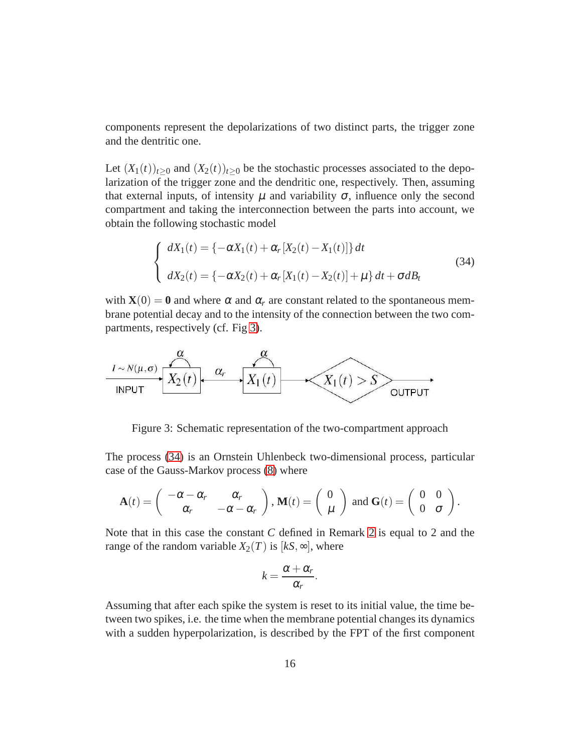components represent the depolarizations of two distinct parts, the trigger zone and the dentritic one.

Let $(X_1(t))_{t\geq 0}$ and $(X_2(t))_{t\geq 0}$ be the stochastic processes associated to the depolarization of the trigger zone and the dendritic one, respectively. Then, assuming that external inputs, of intensity $\mu$ and variability $\sigma$, influence only the second compartment and taking the interconnection between the parts into account, we obtain the following stochastic model

$$
\begin{cases}
dX_1(t) = \{-\alpha X_1(t) + \alpha_r [X_2(t) - X_1(t)]\}\, dt \\[1em]
dX_2(t) = \{-\alpha X_2(t) + \alpha_r [X_1(t) - X_2(t)] + \mu\}\, dt + \sigma dB_t
\end{cases}
\tag{34}
$$

with $\mathbf{X}(0) = \mathbf{0}$ and where $\alpha$ and $\alpha_r$ are constant related to the spontaneous membrane potential decay and to the intensity of the connection between the two compartments, respectively (cf. Fig 3).

Figure 3: Schematic representation of the two-compartment approach

The process (34) is an Ornstein Uhlenbeck two-dimensional process, particular case of the Gauss-Markov process (8) where

$$
\mathbf{A}(t) = \begin{pmatrix} -\alpha - \alpha_r & \alpha_r \\ \alpha_r & -\alpha - \alpha_r \end{pmatrix}, \mathbf{M}(t) = \begin{pmatrix} 0 \\ \mu \end{pmatrix} \text{ and } \mathbf{G}(t) = \begin{pmatrix} 0 & 0 \\ 0 & \sigma \end{pmatrix}.
$$

Note that in this case the constant $C$ defined in Remark 2 is equal to 2 and the range of the random variable $X_2(T)$ is $[kS, \infty]$, where

$$
k = \frac{\alpha + \alpha_r}{\alpha_r}.
$$

Assuming that after each spike the system is reset to its initial value, the time between two spikes, i.e. the time when the membrane potential changes its dynamics with a sudden hyperpolarization, is described by the FPT of the first component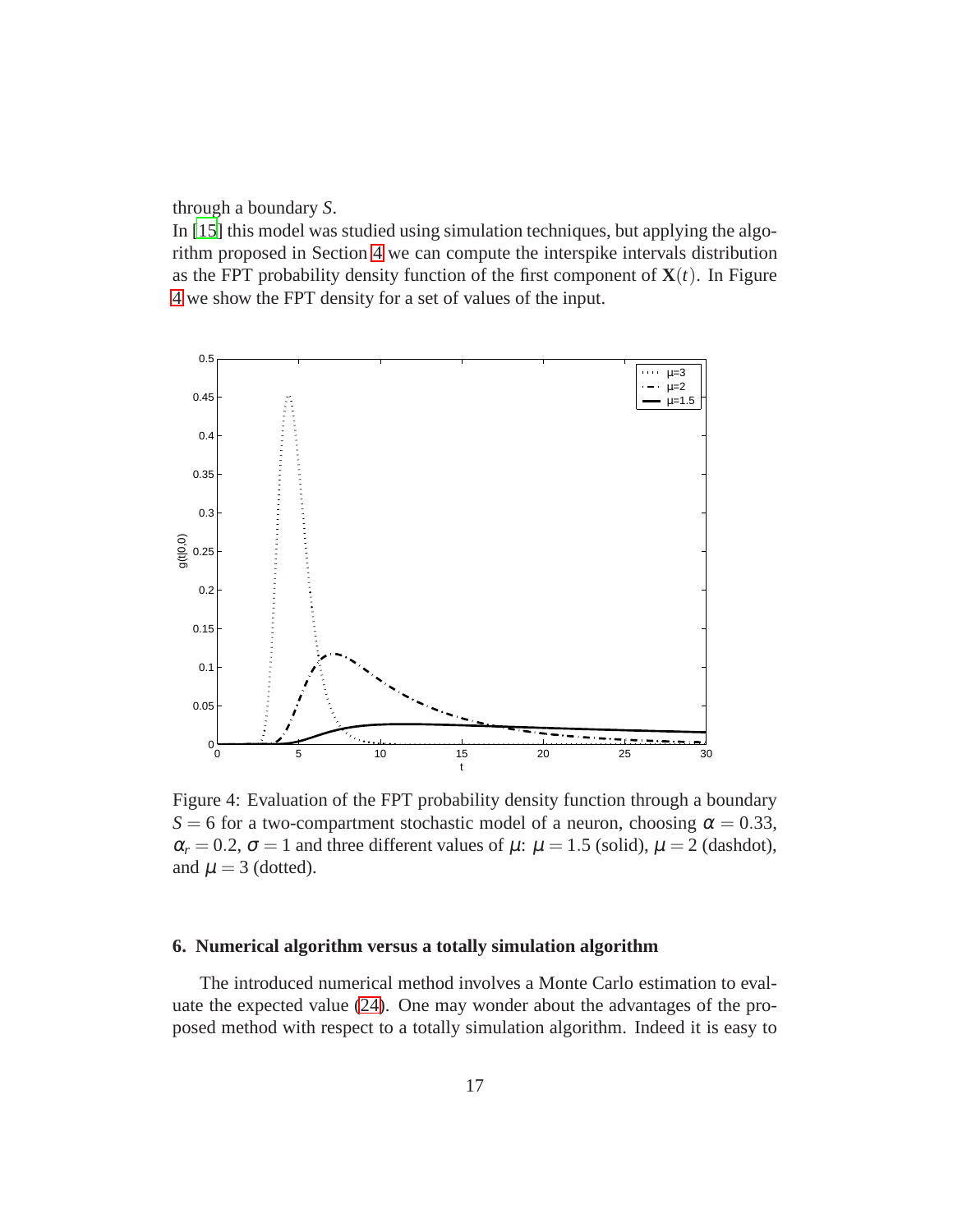through a boundary $S$.

In [15] this model was studied using simulation techniques, but applying the algorithm proposed in Section 4 we can compute the interspike intervals distribution as the FPT probability density function of the first component of $\mathbf{X}(t)$. In Figure 4 we show the FPT density for a set of values of the input.

Figure 4: Evaluation of the FPT probability density function through a boundary $S = 6$ for a two-compartment stochastic model of a neuron, choosing $\alpha = 0.33$, $\alpha_r = 0.2$, $\sigma = 1$ and three different values of $\mu$: $\mu = 1.5$ (solid), $\mu = 2$ (dashdot), and $\mu = 3$ (dotted).

## 6. Numerical algorithm versus a totally simulation algorithm

The introduced numerical method involves a Monte Carlo estimation to evaluate the expected value (24). One may wonder about the advantages of the proposed method with respect to a totally simulation algorithm. Indeed it is easy to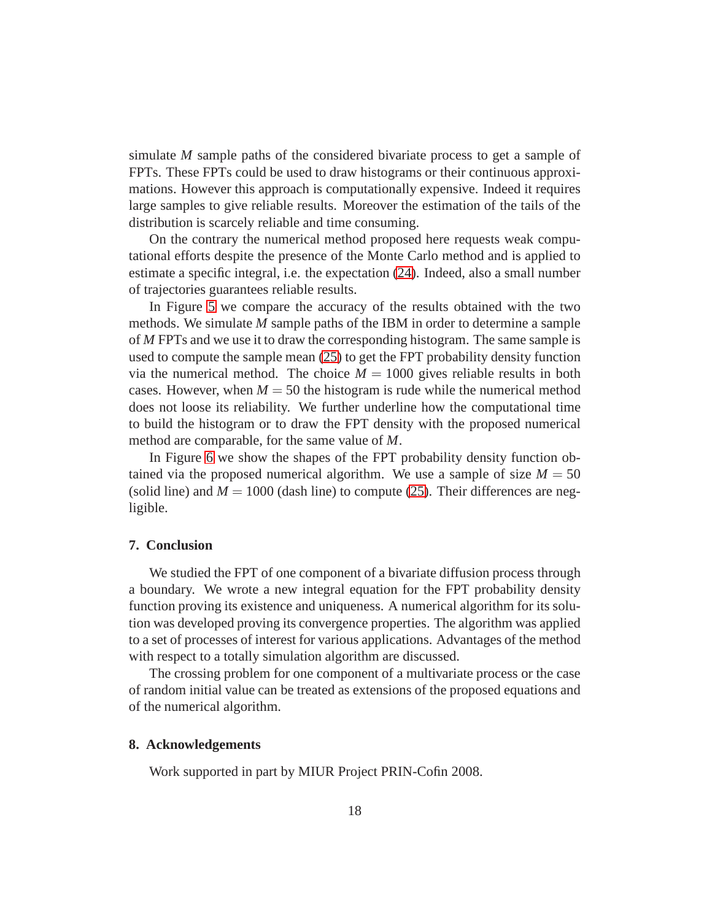simulate $M$ sample paths of the considered bivariate process to get a sample of FPTs. These FPTs could be used to draw histograms or their continuous approximations. However this approach is computationally expensive. Indeed it requires large samples to give reliable results. Moreover the estimation of the tails of the distribution is scarcely reliable and time consuming.

On the contrary the numerical method proposed here requests weak computational efforts despite the presence of the Monte Carlo method and is applied to estimate a specific integral, i.e. the expectation (24). Indeed, also a small number of trajectories guarantees reliable results.

In Figure 5 we compare the accuracy of the results obtained with the two methods. We simulate $M$ sample paths of the IBM in order to determine a sample of $M$ FPTs and we use it to draw the corresponding histogram. The same sample is used to compute the sample mean (25) to get the FPT probability density function via the numerical method. The choice $M = 1000$ gives reliable results in both cases. However, when $M = 50$ the histogram is rude while the numerical method does not loose its reliability. We further underline how the computational time to build the histogram or to draw the FPT density with the proposed numerical method are comparable, for the same value of $M$.

In Figure 6 we show the shapes of the FPT probability density function obtained via the proposed numerical algorithm. We use a sample of size $M = 50$ (solid line) and $M = 1000$ (dash line) to compute (25). Their differences are negligible.

## 7. Conclusion

We studied the FPT of one component of a bivariate diffusion process through a boundary. We wrote a new integral equation for the FPT probability density function proving its existence and uniqueness. A numerical algorithm for its solution was developed proving its convergence properties. The algorithm was applied to a set of processes of interest for various applications. Advantages of the method with respect to a totally simulation algorithm are discussed.

The crossing problem for one component of a multivariate process or the case of random initial value can be treated as extensions of the proposed equations and of the numerical algorithm.

## 8. Acknowledgements

Work supported in part by MIUR Project PRIN-Cofin 2008.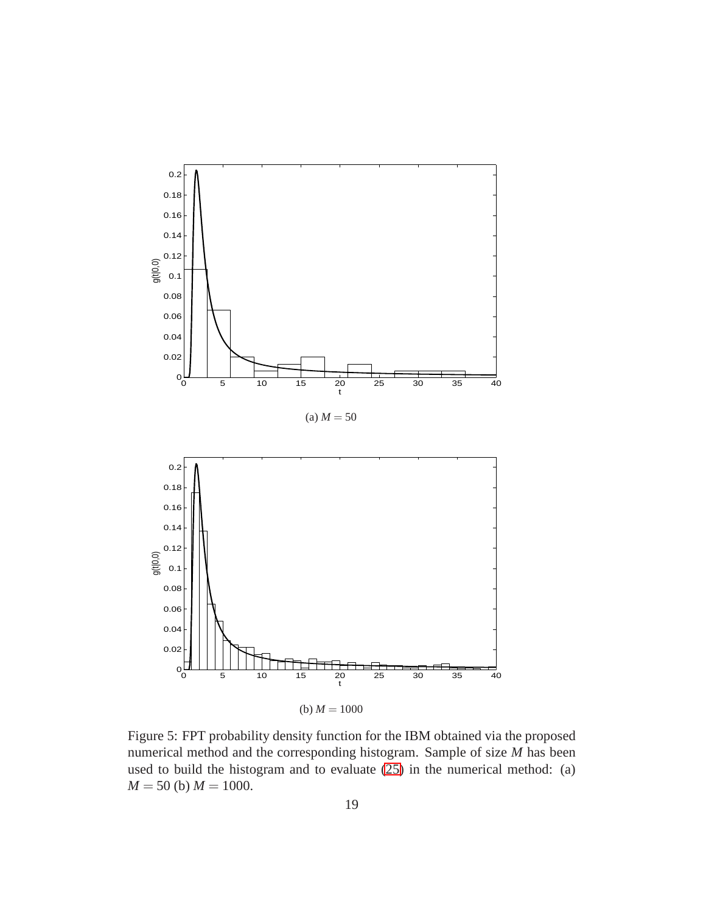(a) $M = 50$

(b) $M = 1000$

Figure 5: FPT probability density function for the IBM obtained via the proposed numerical method and the corresponding histogram. Sample of size $M$ has been used to build the histogram and to evaluate (25) in the numerical method: (a) $M = 50$ (b) $M = 1000$.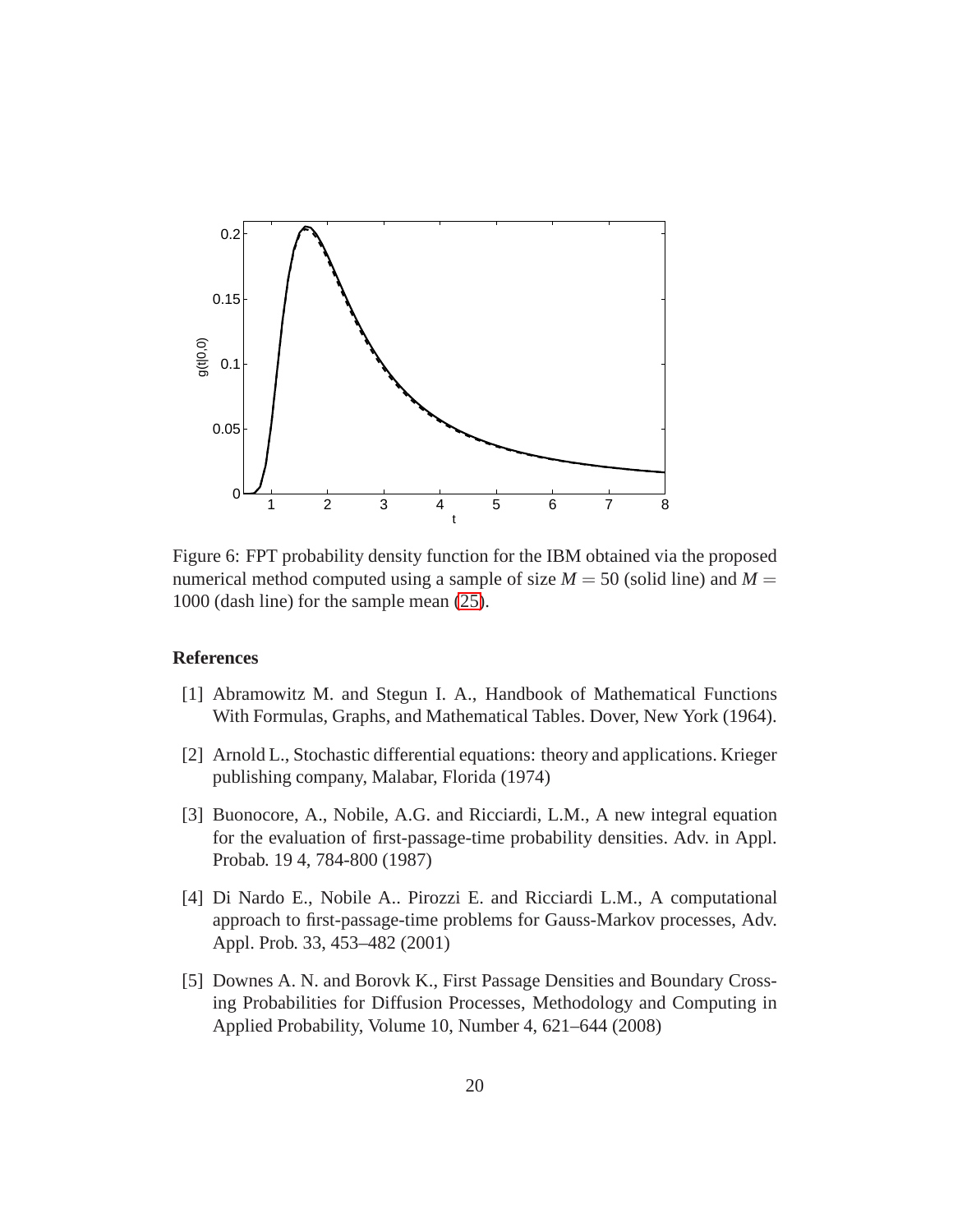Figure 6: FPT probability density function for the IBM obtained via the proposed numerical method computed using a sample of size $M = 50$ (solid line) and $M = 1000$ (dash line) for the sample mean (25).

## References

[1] Abramowitz M. and Stegun I. A., Handbook of Mathematical Functions With Formulas, Graphs, and Mathematical Tables. Dover, New York (1964).

[2] Arnold L., Stochastic differential equations: theory and applications. Krieger publishing company, Malabar, Florida (1974)

[3] Buonocore, A., Nobile, A.G. and Ricciardi, L.M., A new integral equation for the evaluation of first-passage-time probability densities. Adv. in Appl. Probab. 19 4, 784-800 (1987)

[4] Di Nardo E., Nobile A.. Pirozzi E. and Ricciardi L.M., A computational approach to first-passage-time problems for Gauss-Markov processes, Adv. Appl. Prob. 33, 453–482 (2001)

[5] Downes A. N. and Borovk K., First Passage Densities and Boundary Crossing Probabilities for Diffusion Processes, Methodology and Computing in Applied Probability, Volume 10, Number 4, 621–644 (2008)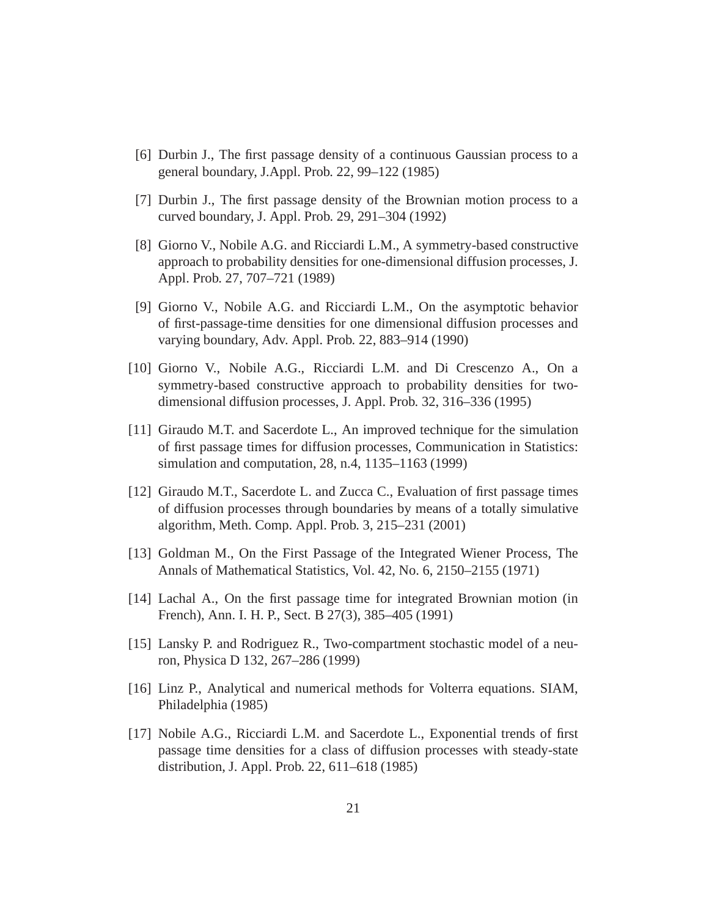[6] Durbin J., The first passage density of a continuous Gaussian process to a general boundary, J.Appl. Prob. 22, 99–122 (1985)

[7] Durbin J., The first passage density of the Brownian motion process to a curved boundary, J. Appl. Prob. 29, 291–304 (1992)

[8] Giorno V., Nobile A.G. and Ricciardi L.M., A symmetry-based constructive approach to probability densities for one-dimensional diffusion processes, J. Appl. Prob. 27, 707–721 (1989)

[9] Giorno V., Nobile A.G. and Ricciardi L.M., On the asymptotic behavior of first-passage-time densities for one dimensional diffusion processes and varying boundary, Adv. Appl. Prob. 22, 883–914 (1990)

[10] Giorno V., Nobile A.G., Ricciardi L.M. and Di Crescenzo A., On a symmetry-based constructive approach to probability densities for two-dimensional diffusion processes, J. Appl. Prob. 32, 316–336 (1995)

[11] Giraudo M.T. and Sacerdote L., An improved technique for the simulation of first passage times for diffusion processes, Communication in Statistics: simulation and computation, 28, n.4, 1135–1163 (1999)

[12] Giraudo M.T., Sacerdote L. and Zucca C., Evaluation of first passage times of diffusion processes through boundaries by means of a totally simulative algorithm, Meth. Comp. Appl. Prob. 3, 215–231 (2001)

[13] Goldman M., On the First Passage of the Integrated Wiener Process, The Annals of Mathematical Statistics, Vol. 42, No. 6, 2150–2155 (1971)

[14] Lachal A., On the first passage time for integrated Brownian motion (in French), Ann. I. H. P., Sect. B 27(3), 385–405 (1991)

[15] Lansky P. and Rodriguez R., Two-compartment stochastic model of a neuron, Physica D 132, 267–286 (1999)

[16] Linz P., Analytical and numerical methods for Volterra equations. SIAM, Philadelphia (1985)

[17] Nobile A.G., Ricciardi L.M. and Sacerdote L., Exponential trends of first passage time densities for a class of diffusion processes with steady-state distribution, J. Appl. Prob. 22, 611–618 (1985)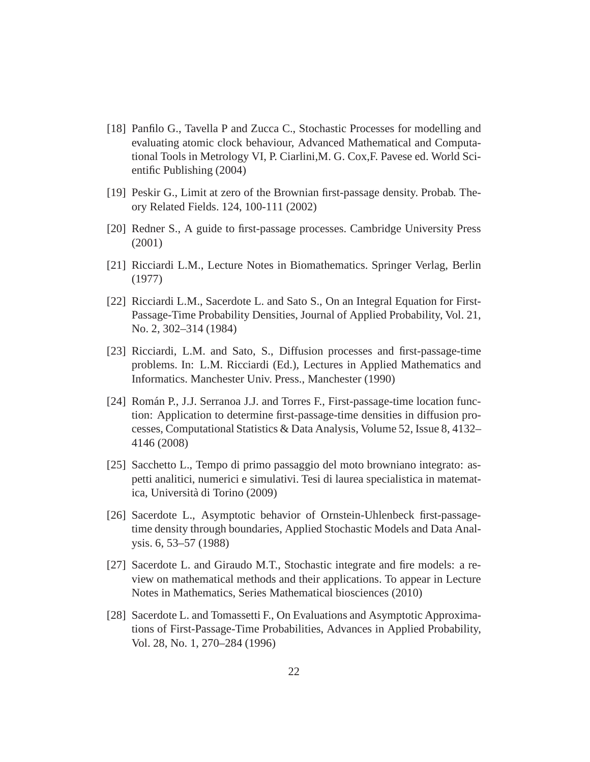[18] Panfilo G., Tavella P and Zucca C., Stochastic Processes for modelling and evaluating atomic clock behaviour, Advanced Mathematical and Computational Tools in Metrology VI, P. Ciarlini,M. G. Cox,F. Pavese ed. World Scientific Publishing (2004)

[19] Peskir G., Limit at zero of the Brownian first-passage density. Probab. Theory Related Fields. 124, 100-111 (2002)

[20] Redner S., A guide to first-passage processes. Cambridge University Press (2001)

[21] Ricciardi L.M., Lecture Notes in Biomathematics. Springer Verlag, Berlin (1977)

[22] Ricciardi L.M., Sacerdote L. and Sato S., On an Integral Equation for First-Passage-Time Probability Densities, Journal of Applied Probability, Vol. 21, No. 2, 302–314 (1984)

[23] Ricciardi, L.M. and Sato, S., Diffusion processes and first-passage-time problems. In: L.M. Ricciardi (Ed.), Lectures in Applied Mathematics and Informatics. Manchester Univ. Press., Manchester (1990)

[24] Román P., J.J. Serranoa J.J. and Torres F., First-passage-time location function: Application to determine first-passage-time densities in diffusion processes, Computational Statistics & Data Analysis, Volume 52, Issue 8, 4132–4146 (2008)

[25] Sacchetto L., Tempo di primo passaggio del moto browniano integrato: aspetti analitici, numerici e simulativi. Tesi di laurea specialistica in matematica, Università di Torino (2009)

[26] Sacerdote L., Asymptotic behavior of Ornstein-Uhlenbeck first-passage-time density through boundaries, Applied Stochastic Models and Data Analysis. 6, 53–57 (1988)

[27] Sacerdote L. and Giraudo M.T., Stochastic integrate and fire models: a review on mathematical methods and their applications. To appear in Lecture Notes in Mathematics, Series Mathematical biosciences (2010)

[28] Sacerdote L. and Tomassetti F., On Evaluations and Asymptotic Approximations of First-Passage-Time Probabilities, Advances in Applied Probability, Vol. 28, No. 1, 270–284 (1996)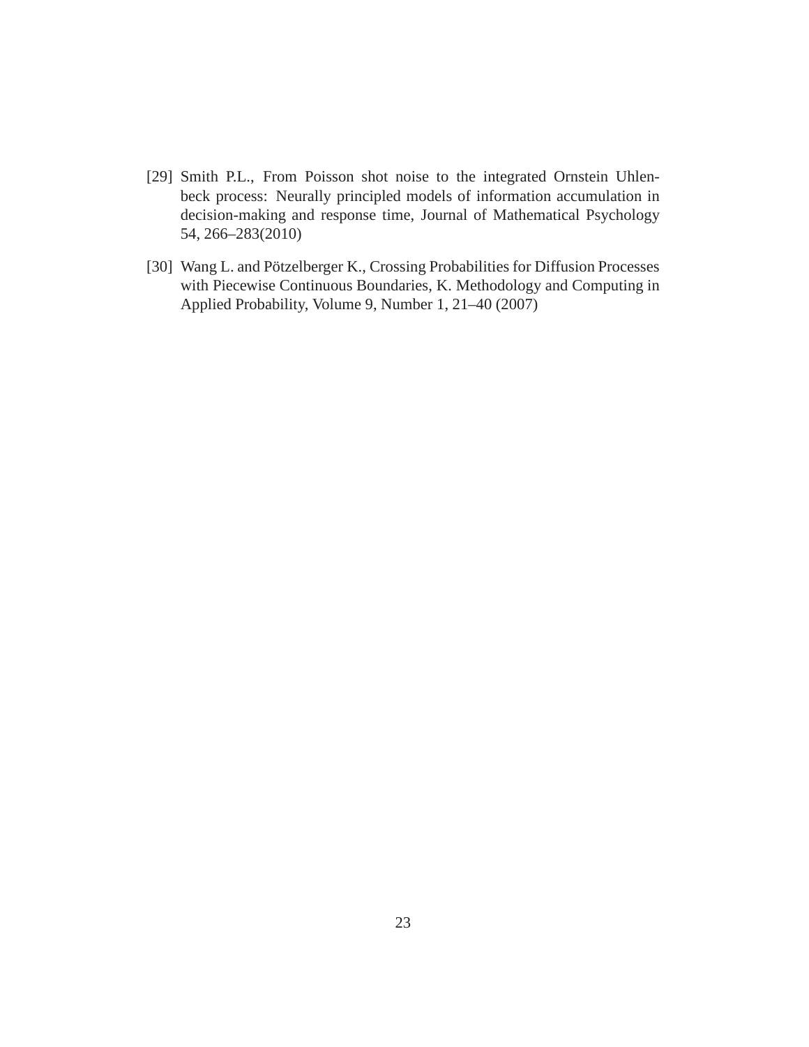[29] Smith P.L., From Poisson shot noise to the integrated Ornstein Uhlenbeck process: Neurally principled models of information accumulation in decision-making and response time, Journal of Mathematical Psychology 54, 266–283(2010)

[30] Wang L. and Pötzelberger K., Crossing Probabilities for Diffusion Processes with Piecewise Continuous Boundaries, K. Methodology and Computing in Applied Probability, Volume 9, Number 1, 21–40 (2007)